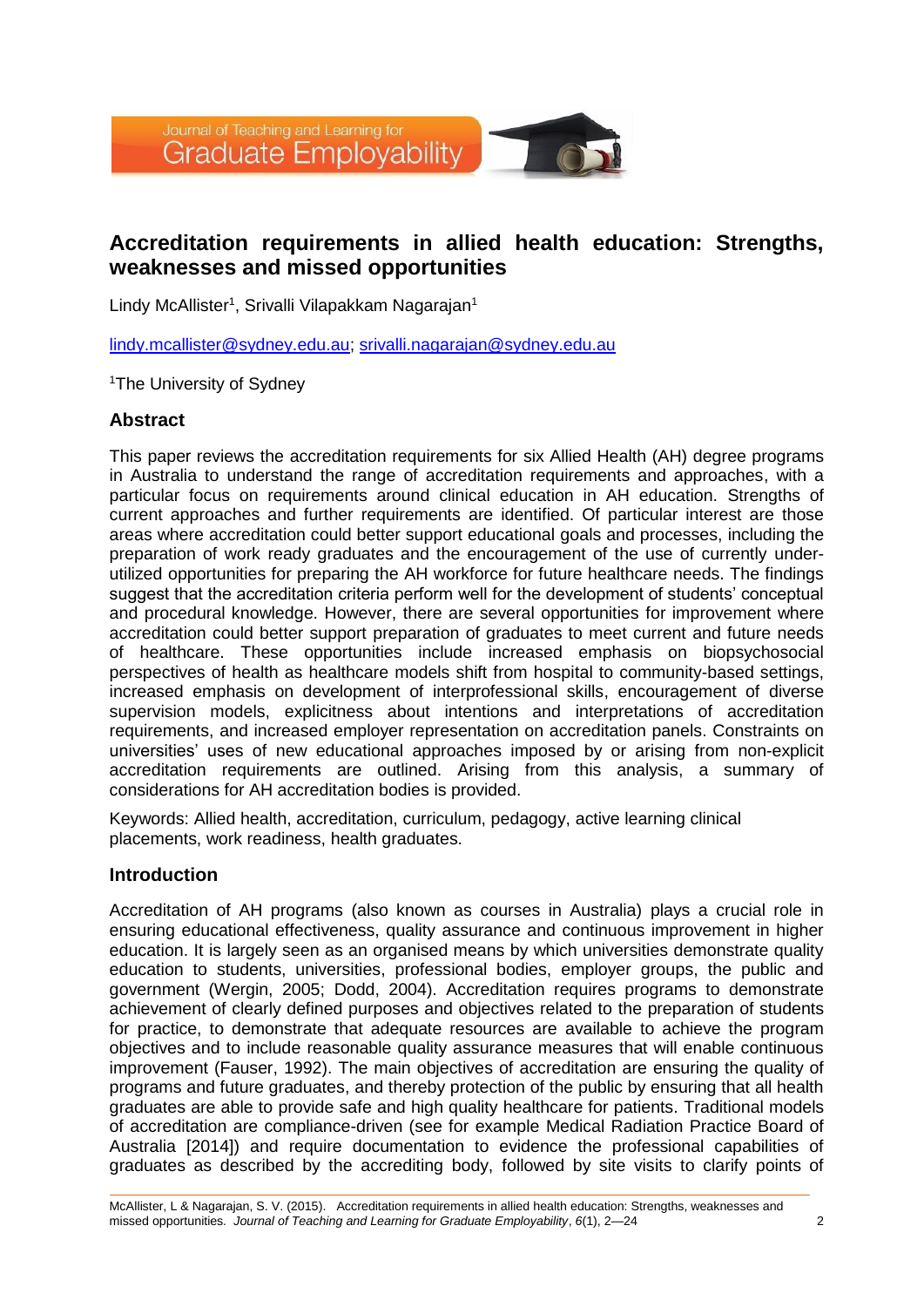# Accreditation requirements in allied health education: Strengths, weaknesses and missed opportunities

Lindy McAllister[1], Srivalli Vilapakkam Nagarajan[1]

lindy.mcallister@sydney.edu.au; srivalli.nagarajan@sydney.edu.au

[1]The University of Sydney

## Abstract

This paper reviews the accreditation requirements for six Allied Health (AH) degree programs in Australia to understand the range of accreditation requirements and approaches, with a particular focus on requirements around clinical education in AH education. Strengths of current approaches and further requirements are identified. Of particular interest are those areas where accreditation could better support educational goals and processes, including the preparation of work ready graduates and the encouragement of the use of currently under-utilized opportunities for preparing the AH workforce for future healthcare needs. The findings suggest that the accreditation criteria perform well for the development of students' conceptual and procedural knowledge. However, there are several opportunities for improvement where accreditation could better support preparation of graduates to meet current and future needs of healthcare. These opportunities include increased emphasis on biopsychosocial perspectives of health as healthcare models shift from hospital to community-based settings, increased emphasis on development of interprofessional skills, encouragement of diverse supervision models, explicitness about intentions and interpretations of accreditation requirements, and increased employer representation on accreditation panels. Constraints on universities' uses of new educational approaches imposed by or arising from non-explicit accreditation requirements are outlined. Arising from this analysis, a summary of considerations for AH accreditation bodies is provided.

Keywords: Allied health, accreditation, curriculum, pedagogy, active learning clinical placements, work readiness, health graduates.

## Introduction

Accreditation of AH programs (also known as courses in Australia) plays a crucial role in ensuring educational effectiveness, quality assurance and continuous improvement in higher education. It is largely seen as an organised means by which universities demonstrate quality education to students, universities, professional bodies, employer groups, the public and government (Wergin, 2005; Dodd, 2004). Accreditation requires programs to demonstrate achievement of clearly defined purposes and objectives related to the preparation of students for practice, to demonstrate that adequate resources are available to achieve the program objectives and to include reasonable quality assurance measures that will enable continuous improvement (Fauser, 1992). The main objectives of accreditation are ensuring the quality of programs and future graduates, and thereby protection of the public by ensuring that all health graduates are able to provide safe and high quality healthcare for patients. Traditional models of accreditation are compliance-driven (see for example Medical Radiation Practice Board of Australia [2014]) and require documentation to evidence the professional capabilities of graduates as described by the accrediting body, followed by site visits to clarify points of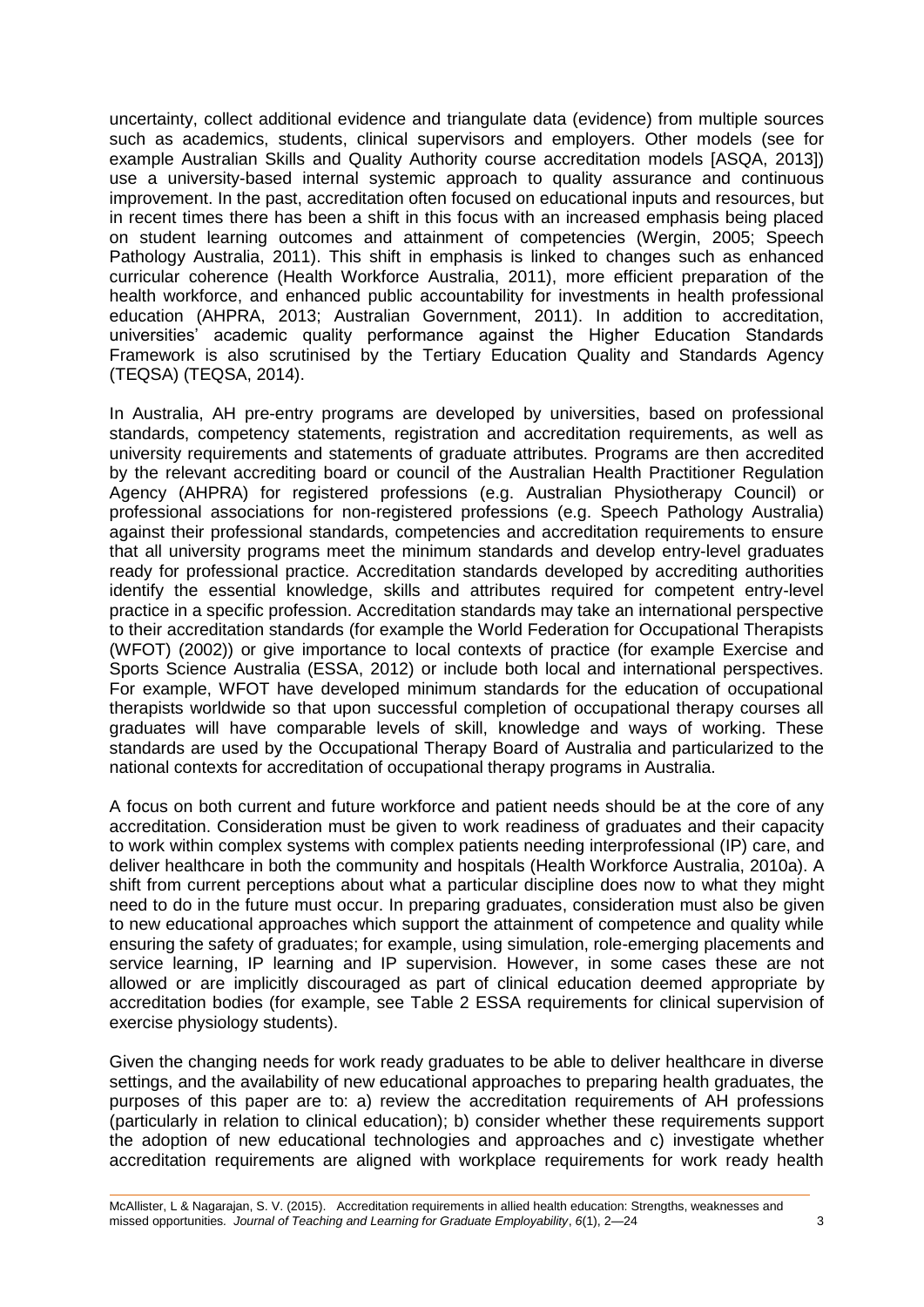uncertainty, collect additional evidence and triangulate data (evidence) from multiple sources such as academics, students, clinical supervisors and employers. Other models (see for example Australian Skills and Quality Authority course accreditation models [ASQA, 2013]) use a university-based internal systemic approach to quality assurance and continuous improvement. In the past, accreditation often focused on educational inputs and resources, but in recent times there has been a shift in this focus with an increased emphasis being placed on student learning outcomes and attainment of competencies (Wergin, 2005; Speech Pathology Australia, 2011). This shift in emphasis is linked to changes such as enhanced curricular coherence (Health Workforce Australia, 2011), more efficient preparation of the health workforce, and enhanced public accountability for investments in health professional education (AHPRA, 2013; Australian Government, 2011). In addition to accreditation, universities' academic quality performance against the Higher Education Standards Framework is also scrutinised by the Tertiary Education Quality and Standards Agency (TEQSA) (TEQSA, 2014).

In Australia, AH pre-entry programs are developed by universities, based on professional standards, competency statements, registration and accreditation requirements, as well as university requirements and statements of graduate attributes. Programs are then accredited by the relevant accrediting board or council of the Australian Health Practitioner Regulation Agency (AHPRA) for registered professions (e.g. Australian Physiotherapy Council) or professional associations for non-registered professions (e.g. Speech Pathology Australia) against their professional standards, competencies and accreditation requirements to ensure that all university programs meet the minimum standards and develop entry-level graduates ready for professional practice. Accreditation standards developed by accrediting authorities identify the essential knowledge, skills and attributes required for competent entry-level practice in a specific profession. Accreditation standards may take an international perspective to their accreditation standards (for example the World Federation for Occupational Therapists (WFOT) (2002)) or give importance to local contexts of practice (for example Exercise and Sports Science Australia (ESSA, 2012) or include both local and international perspectives. For example, WFOT have developed minimum standards for the education of occupational therapists worldwide so that upon successful completion of occupational therapy courses all graduates will have comparable levels of skill, knowledge and ways of working. These standards are used by the Occupational Therapy Board of Australia and particularized to the national contexts for accreditation of occupational therapy programs in Australia.

A focus on both current and future workforce and patient needs should be at the core of any accreditation. Consideration must be given to work readiness of graduates and their capacity to work within complex systems with complex patients needing interprofessional (IP) care, and deliver healthcare in both the community and hospitals (Health Workforce Australia, 2010a). A shift from current perceptions about what a particular discipline does now to what they might need to do in the future must occur. In preparing graduates, consideration must also be given to new educational approaches which support the attainment of competence and quality while ensuring the safety of graduates; for example, using simulation, role-emerging placements and service learning, IP learning and IP supervision. However, in some cases these are not allowed or are implicitly discouraged as part of clinical education deemed appropriate by accreditation bodies (for example, see Table 2 ESSA requirements for clinical supervision of exercise physiology students).

Given the changing needs for work ready graduates to be able to deliver healthcare in diverse settings, and the availability of new educational approaches to preparing health graduates, the purposes of this paper are to: a) review the accreditation requirements of AH professions (particularly in relation to clinical education); b) consider whether these requirements support the adoption of new educational technologies and approaches and c) investigate whether accreditation requirements are aligned with workplace requirements for work ready health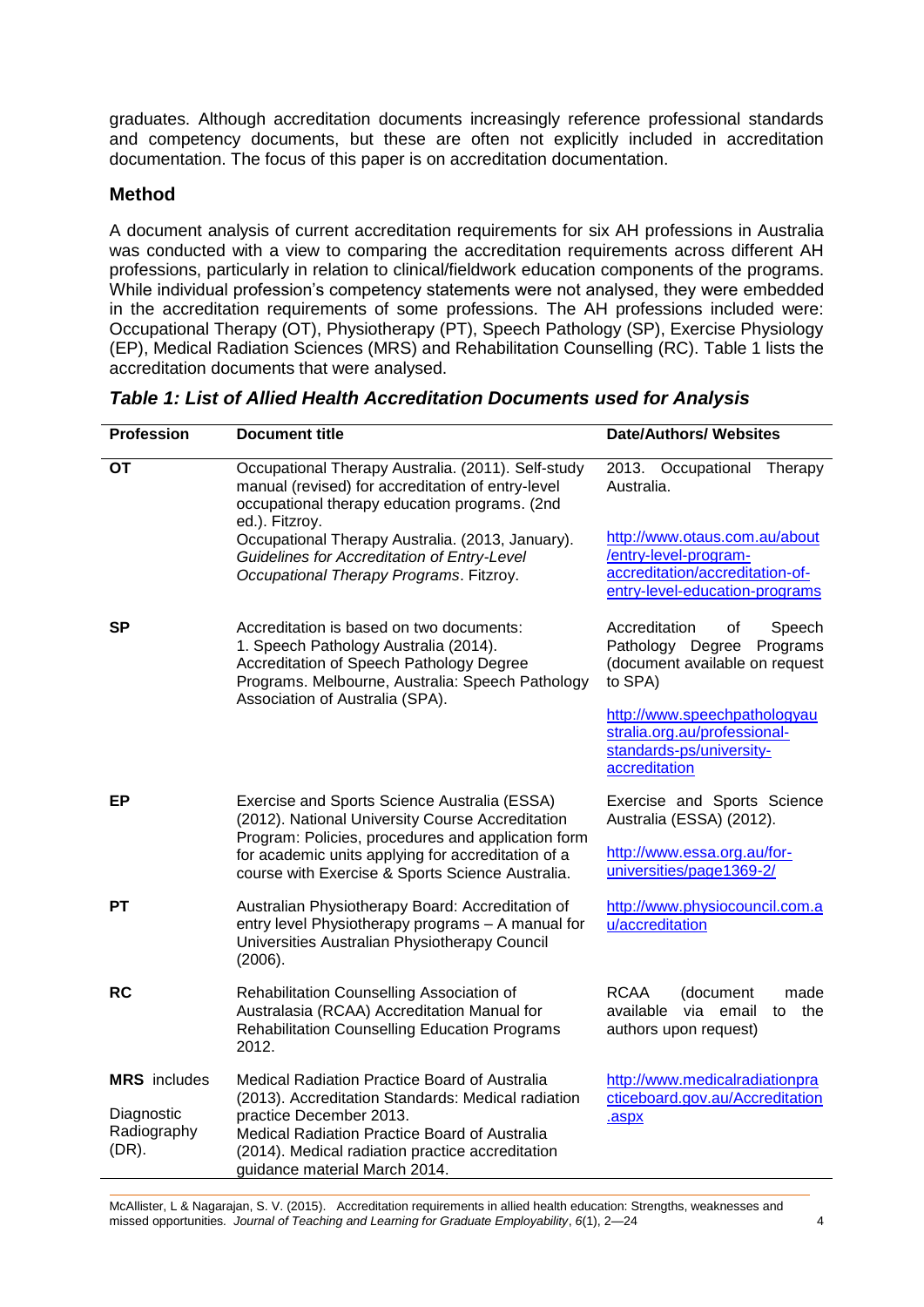graduates. Although accreditation documents increasingly reference professional standards and competency documents, but these are often not explicitly included in accreditation documentation. The focus of this paper is on accreditation documentation.

## Method

A document analysis of current accreditation requirements for six AH professions in Australia was conducted with a view to comparing the accreditation requirements across different AH professions, particularly in relation to clinical/fieldwork education components of the programs. While individual profession's competency statements were not analysed, they were embedded in the accreditation requirements of some professions. The AH professions included were: Occupational Therapy (OT), Physiotherapy (PT), Speech Pathology (SP), Exercise Physiology (EP), Medical Radiation Sciences (MRS) and Rehabilitation Counselling (RC). Table 1 lists the accreditation documents that were analysed.

***Table 1: List of Allied Health Accreditation Documents used for Analysis***

| Profession | Document title | Date/Authors/ Websites |
|---|---|---|
| **OT** | Occupational Therapy Australia. (2011). Self-study manual (revised) for accreditation of entry-level occupational therapy education programs. (2nd ed.). Fitzroy.<br>Occupational Therapy Australia. (2013, January). *Guidelines for Accreditation of Entry-Level Occupational Therapy Programs*. Fitzroy. | 2013. Occupational Therapy Australia.<br>http://www.otaus.com.au/about/entry-level-program-accreditation/accreditation-of-entry-level-education-programs |
| **SP** | Accreditation is based on two documents:<br>1. Speech Pathology Australia (2014). Accreditation of Speech Pathology Degree Programs. Melbourne, Australia: Speech Pathology Association of Australia (SPA). | Accreditation of Speech Pathology Degree Programs (document available on request to SPA)<br>http://www.speechpathologyaustralia.org.au/professional-standards-ps/university-accreditation |
| **EP** | Exercise and Sports Science Australia (ESSA) (2012). National University Course Accreditation Program: Policies, procedures and application form for academic units applying for accreditation of a course with Exercise & Sports Science Australia. | Exercise and Sports Science Australia (ESSA) (2012).<br>http://www.essa.org.au/for-universities/page1369-2/ |
| **PT** | Australian Physiotherapy Board: Accreditation of entry level Physiotherapy programs – A manual for Universities Australian Physiotherapy Council (2006). | http://www.physiocouncil.com.au/accreditation |
| **RC** | Rehabilitation Counselling Association of Australasia (RCAA) Accreditation Manual for Rehabilitation Counselling Education Programs 2012. | RCAA (document made available via email to the authors upon request) |
| **MRS** includes Diagnostic Radiography (DR). | Medical Radiation Practice Board of Australia (2013). Accreditation Standards: Medical radiation practice December 2013.<br>Medical Radiation Practice Board of Australia (2014). Medical radiation practice accreditation guidance material March 2014. | http://www.medicalradiationpracticeboard.gov.au/Accreditation.aspx |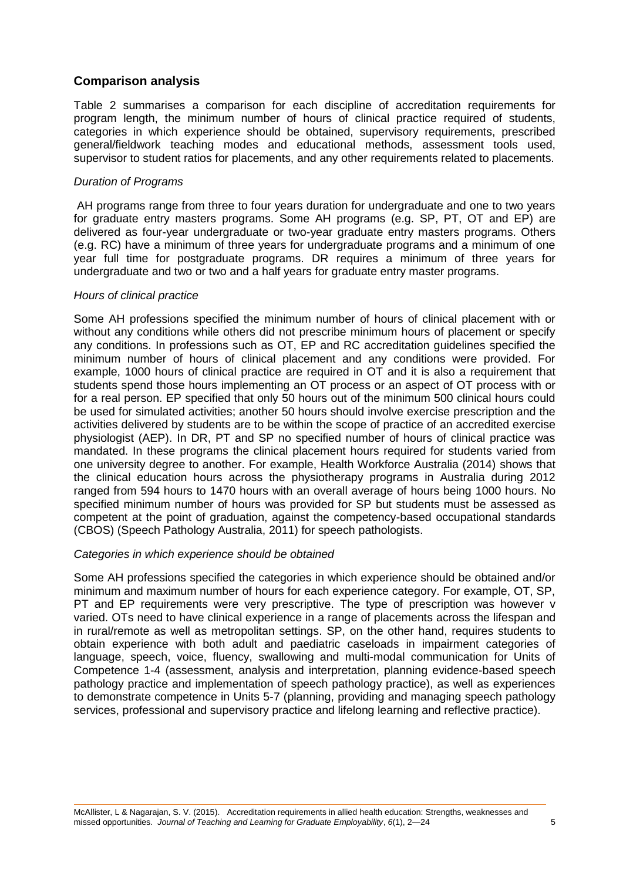## Comparison analysis

Table 2 summarises a comparison for each discipline of accreditation requirements for program length, the minimum number of hours of clinical practice required of students, categories in which experience should be obtained, supervisory requirements, prescribed general/fieldwork teaching modes and educational methods, assessment tools used, supervisor to student ratios for placements, and any other requirements related to placements.

### *Duration of Programs*

AH programs range from three to four years duration for undergraduate and one to two years for graduate entry masters programs. Some AH programs (e.g. SP, PT, OT and EP) are delivered as four-year undergraduate or two-year graduate entry masters programs. Others (e.g. RC) have a minimum of three years for undergraduate programs and a minimum of one year full time for postgraduate programs. DR requires a minimum of three years for undergraduate and two or two and a half years for graduate entry master programs.

### *Hours of clinical practice*

Some AH professions specified the minimum number of hours of clinical placement with or without any conditions while others did not prescribe minimum hours of placement or specify any conditions. In professions such as OT, EP and RC accreditation guidelines specified the minimum number of hours of clinical placement and any conditions were provided. For example, 1000 hours of clinical practice are required in OT and it is also a requirement that students spend those hours implementing an OT process or an aspect of OT process with or for a real person. EP specified that only 50 hours out of the minimum 500 clinical hours could be used for simulated activities; another 50 hours should involve exercise prescription and the activities delivered by students are to be within the scope of practice of an accredited exercise physiologist (AEP). In DR, PT and SP no specified number of hours of clinical practice was mandated. In these programs the clinical placement hours required for students varied from one university degree to another. For example, Health Workforce Australia (2014) shows that the clinical education hours across the physiotherapy programs in Australia during 2012 ranged from 594 hours to 1470 hours with an overall average of hours being 1000 hours. No specified minimum number of hours was provided for SP but students must be assessed as competent at the point of graduation, against the competency-based occupational standards (CBOS) (Speech Pathology Australia, 2011) for speech pathologists.

### *Categories in which experience should be obtained*

Some AH professions specified the categories in which experience should be obtained and/or minimum and maximum number of hours for each experience category. For example, OT, SP, PT and EP requirements were very prescriptive. The type of prescription was however v varied. OTs need to have clinical experience in a range of placements across the lifespan and in rural/remote as well as metropolitan settings. SP, on the other hand, requires students to obtain experience with both adult and paediatric caseloads in impairment categories of language, speech, voice, fluency, swallowing and multi-modal communication for Units of Competence 1-4 (assessment, analysis and interpretation, planning evidence-based speech pathology practice and implementation of speech pathology practice), as well as experiences to demonstrate competence in Units 5-7 (planning, providing and managing speech pathology services, professional and supervisory practice and lifelong learning and reflective practice).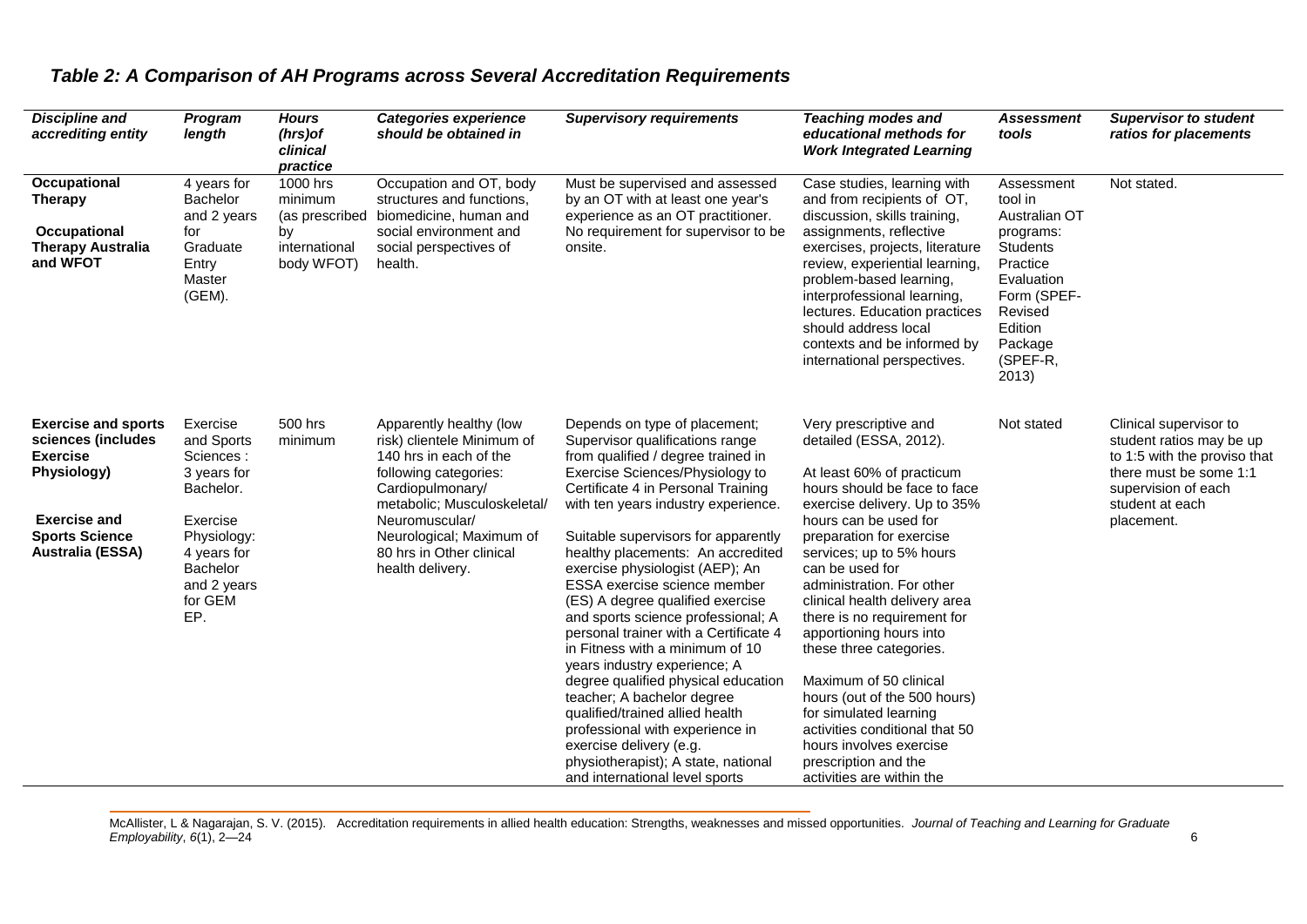## *Table 2: A Comparison of AH Programs across Several Accreditation Requirements*

| ***Discipline and accrediting entity*** | ***Program length*** | ***Hours (hrs)of clinical practice*** | ***Categories experience should be obtained in*** | ***Supervisory requirements*** | ***Teaching modes and educational methods for Work Integrated Learning*** | ***Assessment tools*** | ***Supervisor to student ratios for placements*** |
|---|---|---|---|---|---|---|---|
| **Occupational Therapy**<br><br>**Occupational Therapy Australia and WFOT** | 4 years for Bachelor and 2 years for Graduate Entry Master (GEM). | 1000 hrs minimum (as prescribed by international body WFOT) | Occupation and OT, body structures and functions, biomedicine, human and social environment and social perspectives of health. | Must be supervised and assessed by an OT with at least one year's experience as an OT practitioner. No requirement for supervisor to be onsite. | Case studies, learning with and from recipients of OT, discussion, skills training, assignments, reflective exercises, projects, literature review, experiential learning, problem-based learning, interprofessional learning, lectures. Education practices should address local contexts and be informed by international perspectives. | Assessment tool in Australian OT programs: Students Practice Evaluation Form (SPEF-Revised Edition Package (SPEF-R, 2013) | Not stated. |
| **Exercise and sports sciences (includes Exercise Physiology)**<br><br>**Exercise and Sports Science Australia (ESSA)** | Exercise and Sports Sciences : 3 years for Bachelor.<br><br>Exercise Physiology: 4 years for Bachelor and 2 years for GEM EP. | 500 hrs minimum | Apparently healthy (low risk) clientele Minimum of 140 hrs in each of the following categories: Cardiopulmonary/ metabolic; Musculoskeletal/ Neuromuscular/ Neurological; Maximum of 80 hrs in Other clinical health delivery. | Depends on type of placement; Supervisor qualifications range from qualified / degree trained in Exercise Sciences/Physiology to Certificate 4 in Personal Training with ten years industry experience.<br><br>Suitable supervisors for apparently healthy placements: An accredited exercise physiologist (AEP); An ESSA exercise science member (ES) A degree qualified exercise and sports science professional; A personal trainer with a Certificate 4 in Fitness with a minimum of 10 years industry experience; A degree qualified physical education teacher; A bachelor degree qualified/trained allied health professional with experience in exercise delivery (e.g. physiotherapist); A state, national and international level sports | Very prescriptive and detailed (ESSA, 2012).<br><br>At least 60% of practicum hours should be face to face exercise delivery. Up to 35% hours can be used for preparation for exercise services; up to 5% hours can be used for administration. For other clinical health delivery area there is no requirement for apportioning hours into these three categories.<br><br>Maximum of 50 clinical hours (out of the 500 hours) for simulated learning activities conditional that 50 hours involves exercise prescription and the activities are within the | Not stated | Clinical supervisor to student ratios may be up to 1:5 with the proviso that there must be some 1:1 supervision of each student at each placement. |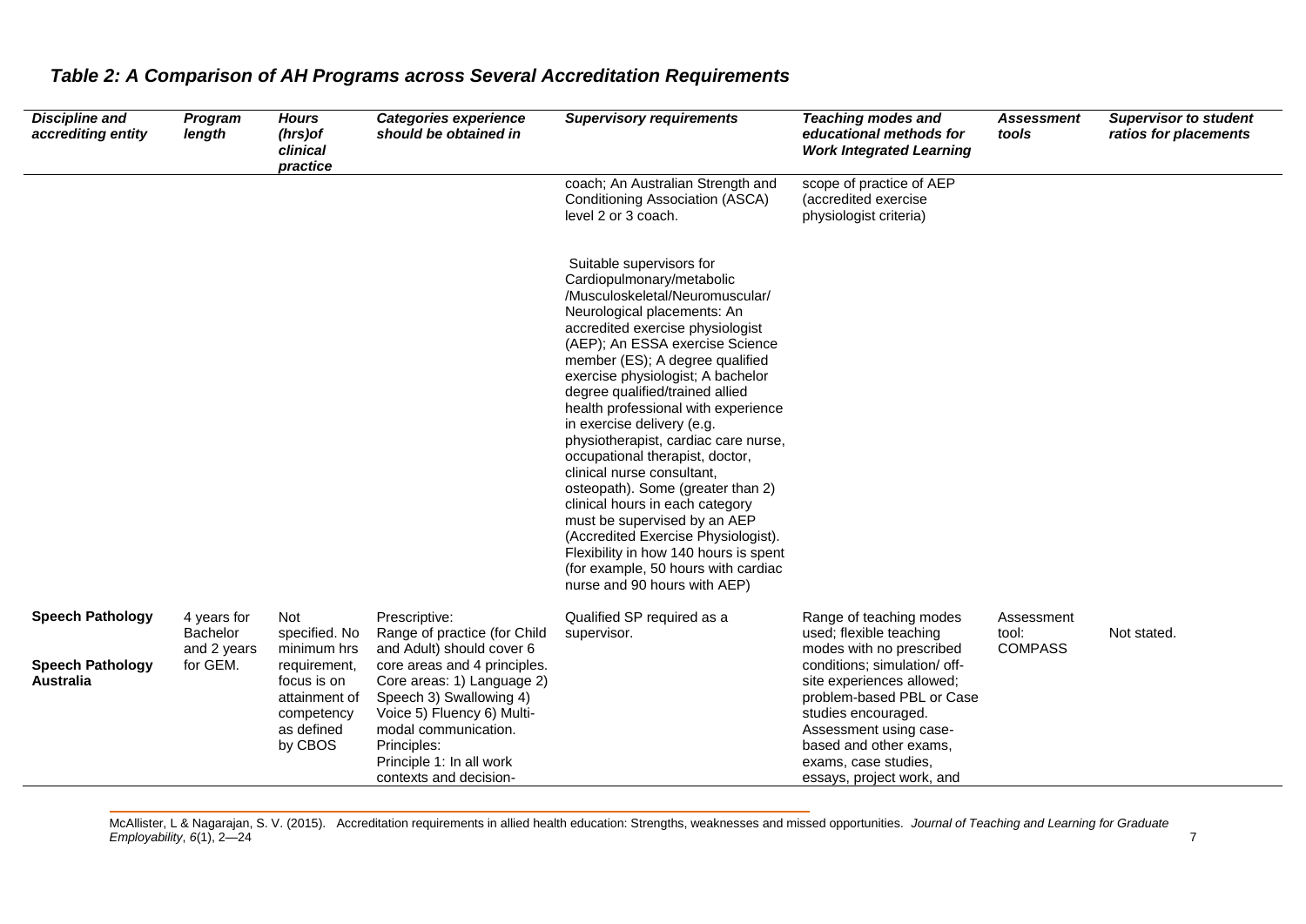## *Table 2: A Comparison of AH Programs across Several Accreditation Requirements*

| *Discipline and accrediting entity* | *Program length* | *Hours (hrs)of clinical practice* | *Categories experience should be obtained in* | *Supervisory requirements* | *Teaching modes and educational methods for Work Integrated Learning* | *Assessment tools* | *Supervisor to student ratios for placements* |
|---|---|---|---|---|---|---|---|
| | | | | coach; An Australian Strength and Conditioning Association (ASCA) level 2 or 3 coach. <br><br> Suitable supervisors for Cardiopulmonary/metabolic /Musculoskeletal/Neuromuscular/ Neurological placements: An accredited exercise physiologist (AEP); An ESSA exercise Science member (ES); A degree qualified exercise physiologist; A bachelor degree qualified/trained allied health professional with experience in exercise delivery (e.g. physiotherapist, cardiac care nurse, occupational therapist, doctor, clinical nurse consultant, osteopath). Some (greater than 2) clinical hours in each category must be supervised by an AEP (Accredited Exercise Physiologist). Flexibility in how 140 hours is spent (for example, 50 hours with cardiac nurse and 90 hours with AEP) | scope of practice of AEP (accredited exercise physiologist criteria) | | |
| **Speech Pathology** <br><br> **Speech Pathology Australia** | 4 years for Bachelor and 2 years for GEM. | Not specified. No minimum hrs requirement, focus is on attainment of competency as defined by CBOS | Prescriptive: Range of practice (for Child and Adult) should cover 6 core areas and 4 principles. Core areas: 1) Language 2) Speech 3) Swallowing 4) Voice 5) Fluency 6) Multi-modal communication. Principles: Principle 1: In all work contexts and decision- | Qualified SP required as a supervisor. | Range of teaching modes used; flexible teaching modes with no prescribed conditions; simulation/ off-site experiences allowed; problem-based PBL or Case studies encouraged. Assessment using case-based and other exams, exams, case studies, essays, project work, and | Assessment tool: COMPASS | Not stated. |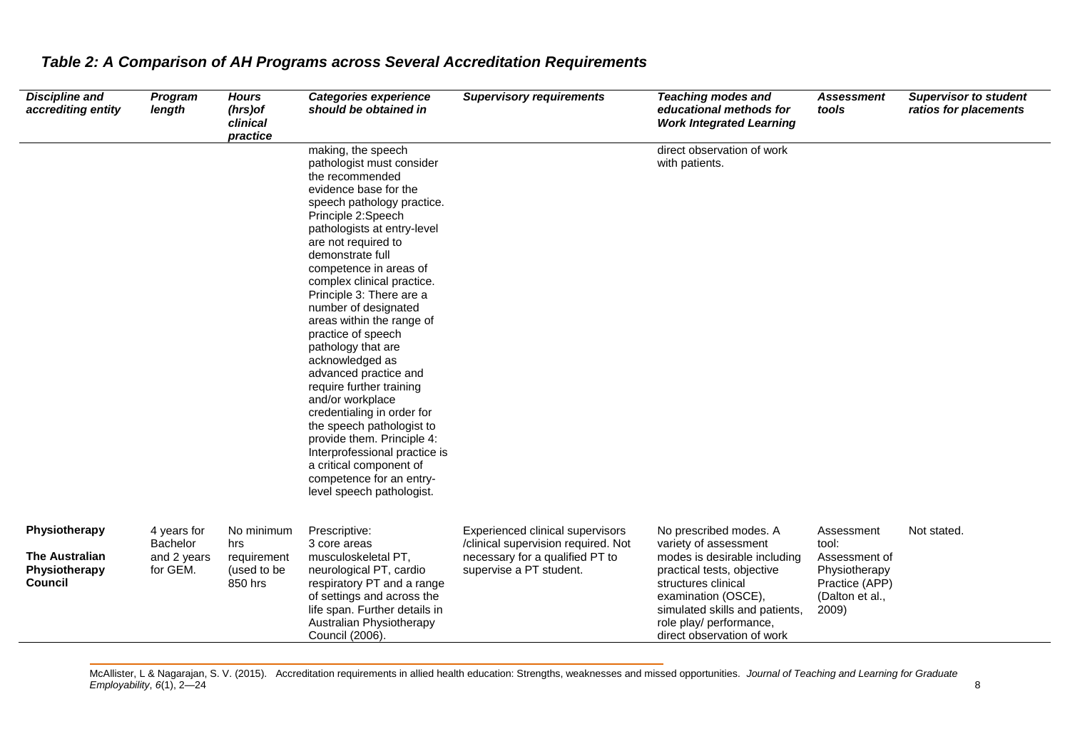## *Table 2: A Comparison of AH Programs across Several Accreditation Requirements*

| *Discipline and accrediting entity* | *Program length* | *Hours (hrs)of clinical practice* | *Categories experience should be obtained in* | *Supervisory requirements* | *Teaching modes and educational methods for Work Integrated Learning* | *Assessment tools* | *Supervisor to student ratios for placements* |
|---|---|---|---|---|---|---|---|
| | | | making, the speech pathologist must consider the recommended evidence base for the speech pathology practice. Principle 2:Speech pathologists at entry-level are not required to demonstrate full competence in areas of complex clinical practice. Principle 3: There are a number of designated areas within the range of practice of speech pathology that are acknowledged as advanced practice and require further training and/or workplace credentialing in order for the speech pathologist to provide them. Principle 4: Interprofessional practice is a critical component of competence for an entry-level speech pathologist. | | direct observation of work with patients. | | |
| **Physiotherapy** **The Australian Physiotherapy Council** | 4 years for Bachelor and 2 years for GEM. | No minimum hrs requirement (used to be 850 hrs | Prescriptive: 3 core areas musculoskeletal PT, neurological PT, cardio respiratory PT and a range of settings and across the life span. Further details in Australian Physiotherapy Council (2006). | Experienced clinical supervisors /clinical supervision required. Not necessary for a qualified PT to supervise a PT student. | No prescribed modes. A variety of assessment modes is desirable including practical tests, objective structures clinical examination (OSCE), simulated skills and patients, role play/ performance, direct observation of work | Assessment tool: Assessment of Physiotherapy Practice (APP) (Dalton et al., 2009) | Not stated. |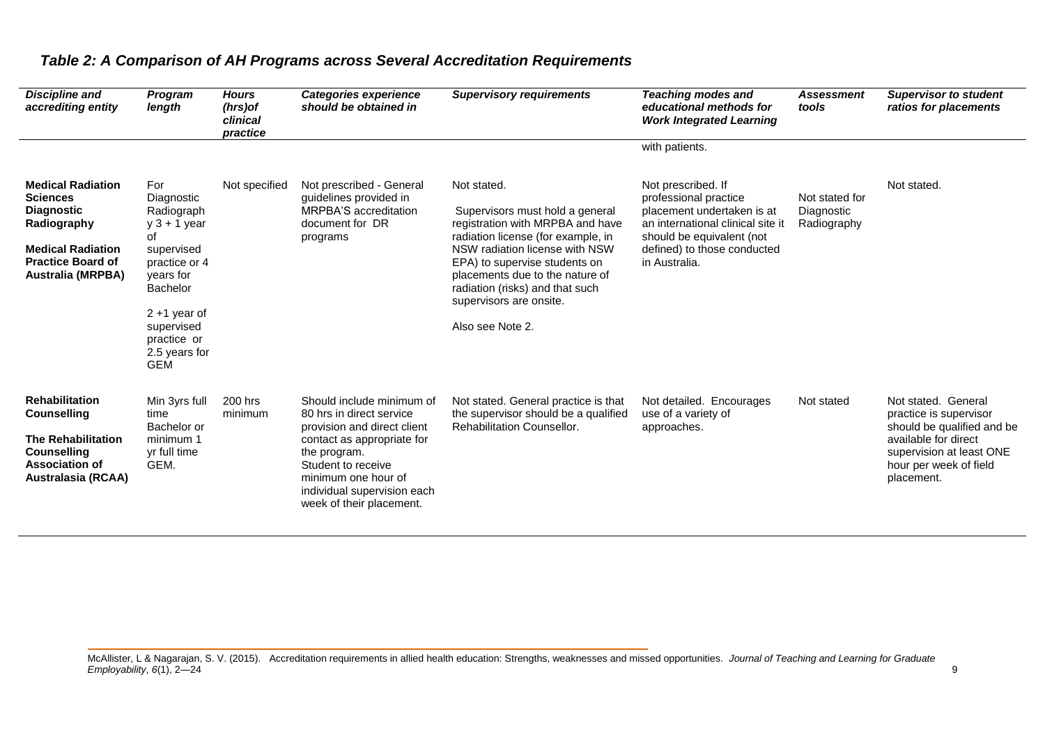## *Table 2: A Comparison of AH Programs across Several Accreditation Requirements*

| *Discipline and accrediting entity* | *Program length* | *Hours (hrs)of clinical practice* | *Categories experience should be obtained in* | *Supervisory requirements* | *Teaching modes and educational methods for Work Integrated Learning* | *Assessment tools* | *Supervisor to student ratios for placements* |
|---|---|---|---|---|---|---|---|
| | | | | | with patients. | | |
| **Medical Radiation Sciences Diagnostic Radiography**<br><br>**Medical Radiation Practice Board of Australia (MRPBA)** | For Diagnostic Radiography 3 + 1 year of supervised practice or 4 years for Bachelor<br><br>2 +1 year of supervised practice or 2.5 years for GEM | Not specified | Not prescribed - General guidelines provided in MRPBA'S accreditation document for DR programs | Not stated.<br><br>Supervisors must hold a general registration with MRPBA and have radiation license (for example, in NSW radiation license with NSW EPA) to supervise students on placements due to the nature of radiation (risks) and that such supervisors are onsite.<br><br>Also see Note 2. | Not prescribed. If professional practice placement undertaken is at an international clinical site it should be equivalent (not defined) to those conducted in Australia. | Not stated for Diagnostic Radiography | Not stated. |
| **Rehabilitation Counselling**<br><br>**The Rehabilitation Counselling Association of Australasia (RCAA)** | Min 3yrs full time Bachelor or minimum 1 yr full time GEM. | 200 hrs minimum | Should include minimum of 80 hrs in direct service provision and direct client contact as appropriate for the program. Student to receive minimum one hour of individual supervision each week of their placement. | Not stated. General practice is that the supervisor should be a qualified Rehabilitation Counsellor. | Not detailed. Encourages use of a variety of approaches. | Not stated | Not stated. General practice is supervisor should be qualified and be available for direct supervision at least ONE hour per week of field placement. |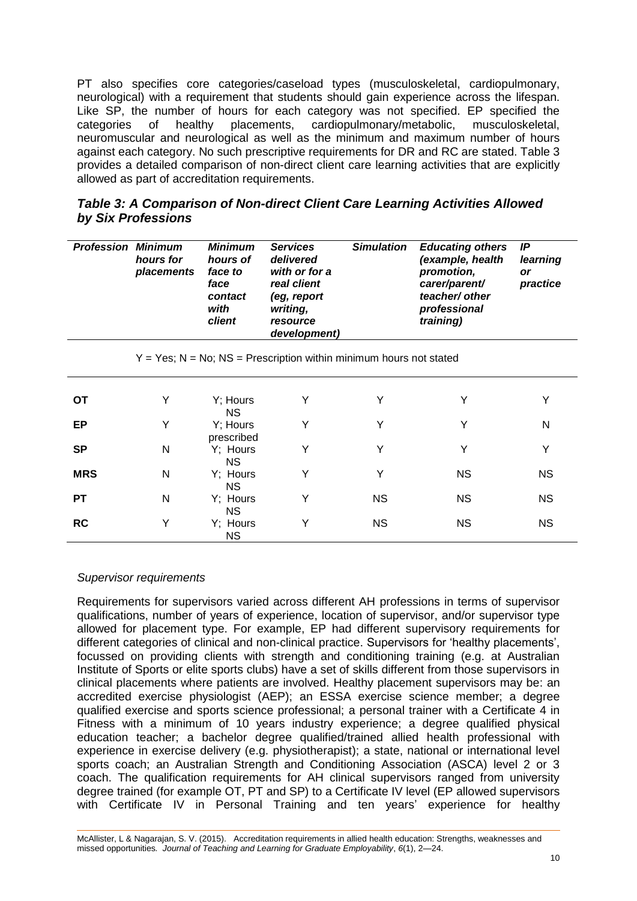PT also specifies core categories/caseload types (musculoskeletal, cardiopulmonary, neurological) with a requirement that students should gain experience across the lifespan. Like SP, the number of hours for each category was not specified. EP specified the categories of healthy placements, cardiopulmonary/metabolic, musculoskeletal, neuromuscular and neurological as well as the minimum and maximum number of hours against each category. No such prescriptive requirements for DR and RC are stated. Table 3 provides a detailed comparison of non-direct client care learning activities that are explicitly allowed as part of accreditation requirements.

### *Table 3: A Comparison of Non-direct Client Care Learning Activities Allowed by Six Professions*

| ***Profession*** | ***Minimum hours for placements*** | ***Minimum hours of face to face contact with client*** | ***Services delivered with or for a real client (eg, report writing, resource development)*** | ***Simulation*** | ***Educating others (example, health promotion, carer/parent/ teacher/ other professional training)*** | ***IP learning or practice*** |
|---|---|---|---|---|---|---|
| Y = Yes; N = No; NS = Prescription within minimum hours not stated | | | | | | |
| **OT** | Y | Y; Hours NS | Y | Y | Y | Y |
| **EP** | Y | Y; Hours prescribed | Y | Y | Y | N |
| **SP** | N | Y; Hours NS | Y | Y | Y | Y |
| **MRS** | N | Y; Hours NS | Y | Y | NS | NS |
| **PT** | N | Y; Hours NS | Y | NS | NS | NS |
| **RC** | Y | Y; Hours NS | Y | NS | NS | NS |

*Supervisor requirements*

Requirements for supervisors varied across different AH professions in terms of supervisor qualifications, number of years of experience, location of supervisor, and/or supervisor type allowed for placement type. For example, EP had different supervisory requirements for different categories of clinical and non-clinical practice. Supervisors for 'healthy placements', focussed on providing clients with strength and conditioning training (e.g. at Australian Institute of Sports or elite sports clubs) have a set of skills different from those supervisors in clinical placements where patients are involved. Healthy placement supervisors may be: an accredited exercise physiologist (AEP); an ESSA exercise science member; a degree qualified exercise and sports science professional; a personal trainer with a Certificate 4 in Fitness with a minimum of 10 years industry experience; a degree qualified physical education teacher; a bachelor degree qualified/trained allied health professional with experience in exercise delivery (e.g. physiotherapist); a state, national or international level sports coach; an Australian Strength and Conditioning Association (ASCA) level 2 or 3 coach. The qualification requirements for AH clinical supervisors ranged from university degree trained (for example OT, PT and SP) to a Certificate IV level (EP allowed supervisors with Certificate IV in Personal Training and ten years' experience for healthy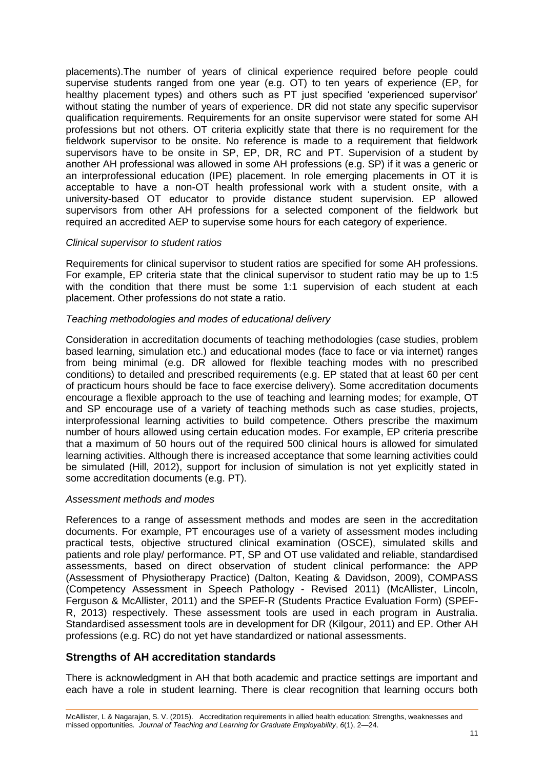placements).The number of years of clinical experience required before people could supervise students ranged from one year (e.g. OT) to ten years of experience (EP, for healthy placement types) and others such as PT just specified 'experienced supervisor' without stating the number of years of experience. DR did not state any specific supervisor qualification requirements. Requirements for an onsite supervisor were stated for some AH professions but not others. OT criteria explicitly state that there is no requirement for the fieldwork supervisor to be onsite. No reference is made to a requirement that fieldwork supervisors have to be onsite in SP, EP, DR, RC and PT. Supervision of a student by another AH professional was allowed in some AH professions (e.g. SP) if it was a generic or an interprofessional education (IPE) placement. In role emerging placements in OT it is acceptable to have a non-OT health professional work with a student onsite, with a university-based OT educator to provide distance student supervision. EP allowed supervisors from other AH professions for a selected component of the fieldwork but required an accredited AEP to supervise some hours for each category of experience.

*Clinical supervisor to student ratios*

Requirements for clinical supervisor to student ratios are specified for some AH professions. For example, EP criteria state that the clinical supervisor to student ratio may be up to 1:5 with the condition that there must be some 1:1 supervision of each student at each placement. Other professions do not state a ratio.

*Teaching methodologies and modes of educational delivery*

Consideration in accreditation documents of teaching methodologies (case studies, problem based learning, simulation etc.) and educational modes (face to face or via internet) ranges from being minimal (e.g. DR allowed for flexible teaching modes with no prescribed conditions) to detailed and prescribed requirements (e.g. EP stated that at least 60 per cent of practicum hours should be face to face exercise delivery). Some accreditation documents encourage a flexible approach to the use of teaching and learning modes; for example, OT and SP encourage use of a variety of teaching methods such as case studies, projects, interprofessional learning activities to build competence. Others prescribe the maximum number of hours allowed using certain education modes. For example, EP criteria prescribe that a maximum of 50 hours out of the required 500 clinical hours is allowed for simulated learning activities. Although there is increased acceptance that some learning activities could be simulated (Hill, 2012), support for inclusion of simulation is not yet explicitly stated in some accreditation documents (e.g. PT).

*Assessment methods and modes*

References to a range of assessment methods and modes are seen in the accreditation documents. For example, PT encourages use of a variety of assessment modes including practical tests, objective structured clinical examination (OSCE), simulated skills and patients and role play/ performance. PT, SP and OT use validated and reliable, standardised assessments, based on direct observation of student clinical performance: the APP (Assessment of Physiotherapy Practice) (Dalton, Keating & Davidson, 2009), COMPASS (Competency Assessment in Speech Pathology - Revised 2011) (McAllister, Lincoln, Ferguson & McAllister, 2011) and the SPEF-R (Students Practice Evaluation Form) (SPEF-R, 2013) respectively. These assessment tools are used in each program in Australia. Standardised assessment tools are in development for DR (Kilgour, 2011) and EP. Other AH professions (e.g. RC) do not yet have standardized or national assessments.

## Strengths of AH accreditation standards

There is acknowledgment in AH that both academic and practice settings are important and each have a role in student learning. There is clear recognition that learning occurs both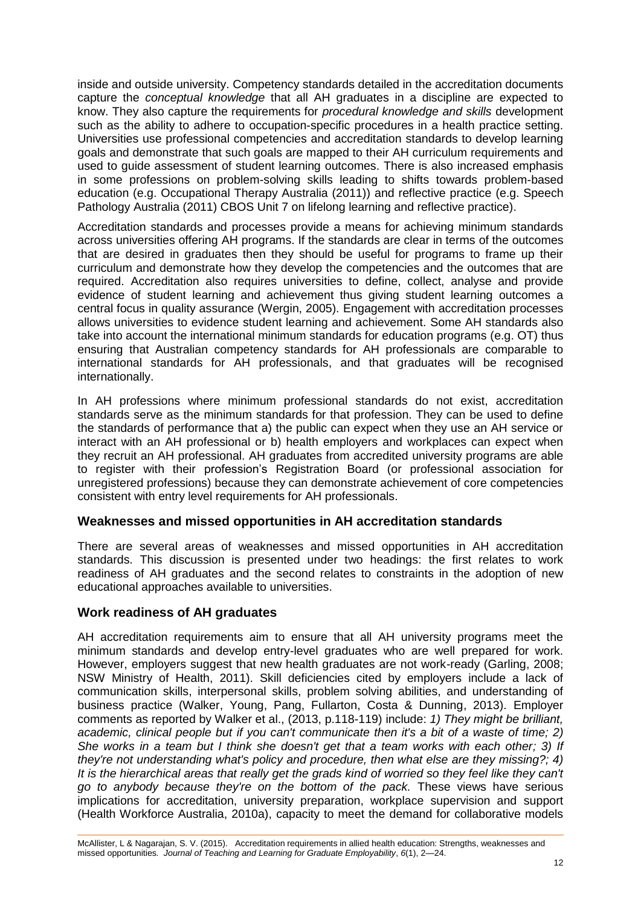inside and outside university. Competency standards detailed in the accreditation documents capture the *conceptual knowledge* that all AH graduates in a discipline are expected to know. They also capture the requirements for *procedural knowledge and skills* development such as the ability to adhere to occupation-specific procedures in a health practice setting. Universities use professional competencies and accreditation standards to develop learning goals and demonstrate that such goals are mapped to their AH curriculum requirements and used to guide assessment of student learning outcomes. There is also increased emphasis in some professions on problem-solving skills leading to shifts towards problem-based education (e.g. Occupational Therapy Australia (2011)) and reflective practice (e.g. Speech Pathology Australia (2011) CBOS Unit 7 on lifelong learning and reflective practice).

Accreditation standards and processes provide a means for achieving minimum standards across universities offering AH programs. If the standards are clear in terms of the outcomes that are desired in graduates then they should be useful for programs to frame up their curriculum and demonstrate how they develop the competencies and the outcomes that are required. Accreditation also requires universities to define, collect, analyse and provide evidence of student learning and achievement thus giving student learning outcomes a central focus in quality assurance (Wergin, 2005). Engagement with accreditation processes allows universities to evidence student learning and achievement. Some AH standards also take into account the international minimum standards for education programs (e.g. OT) thus ensuring that Australian competency standards for AH professionals are comparable to international standards for AH professionals, and that graduates will be recognised internationally.

In AH professions where minimum professional standards do not exist, accreditation standards serve as the minimum standards for that profession. They can be used to define the standards of performance that a) the public can expect when they use an AH service or interact with an AH professional or b) health employers and workplaces can expect when they recruit an AH professional. AH graduates from accredited university programs are able to register with their profession's Registration Board (or professional association for unregistered professions) because they can demonstrate achievement of core competencies consistent with entry level requirements for AH professionals.

## Weaknesses and missed opportunities in AH accreditation standards

There are several areas of weaknesses and missed opportunities in AH accreditation standards. This discussion is presented under two headings: the first relates to work readiness of AH graduates and the second relates to constraints in the adoption of new educational approaches available to universities.

## Work readiness of AH graduates

AH accreditation requirements aim to ensure that all AH university programs meet the minimum standards and develop entry-level graduates who are well prepared for work. However, employers suggest that new health graduates are not work-ready (Garling, 2008; NSW Ministry of Health, 2011). Skill deficiencies cited by employers include a lack of communication skills, interpersonal skills, problem solving abilities, and understanding of business practice (Walker, Young, Pang, Fullarton, Costa & Dunning, 2013). Employer comments as reported by Walker et al., (2013, p.118-119) include: *1) They might be brilliant, academic, clinical people but if you can't communicate then it's a bit of a waste of time; 2) She works in a team but I think she doesn't get that a team works with each other; 3) If they're not understanding what's policy and procedure, then what else are they missing?; 4) It is the hierarchical areas that really get the grads kind of worried so they feel like they can't go to anybody because they're on the bottom of the pack.* These views have serious implications for accreditation, university preparation, workplace supervision and support (Health Workforce Australia, 2010a), capacity to meet the demand for collaborative models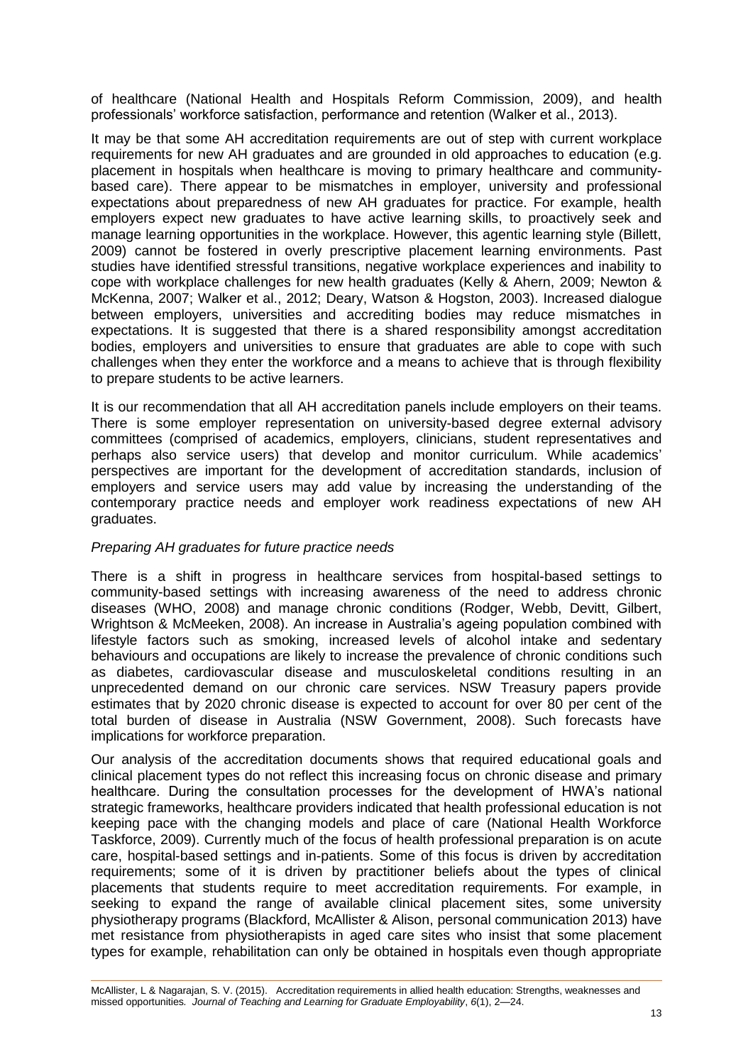of healthcare (National Health and Hospitals Reform Commission, 2009), and health professionals' workforce satisfaction, performance and retention (Walker et al., 2013).

It may be that some AH accreditation requirements are out of step with current workplace requirements for new AH graduates and are grounded in old approaches to education (e.g. placement in hospitals when healthcare is moving to primary healthcare and community-based care). There appear to be mismatches in employer, university and professional expectations about preparedness of new AH graduates for practice. For example, health employers expect new graduates to have active learning skills, to proactively seek and manage learning opportunities in the workplace. However, this agentic learning style (Billett, 2009) cannot be fostered in overly prescriptive placement learning environments. Past studies have identified stressful transitions, negative workplace experiences and inability to cope with workplace challenges for new health graduates (Kelly & Ahern, 2009; Newton & McKenna, 2007; Walker et al., 2012; Deary, Watson & Hogston, 2003). Increased dialogue between employers, universities and accrediting bodies may reduce mismatches in expectations. It is suggested that there is a shared responsibility amongst accreditation bodies, employers and universities to ensure that graduates are able to cope with such challenges when they enter the workforce and a means to achieve that is through flexibility to prepare students to be active learners.

It is our recommendation that all AH accreditation panels include employers on their teams. There is some employer representation on university-based degree external advisory committees (comprised of academics, employers, clinicians, student representatives and perhaps also service users) that develop and monitor curriculum. While academics' perspectives are important for the development of accreditation standards, inclusion of employers and service users may add value by increasing the understanding of the contemporary practice needs and employer work readiness expectations of new AH graduates.

*Preparing AH graduates for future practice needs*

There is a shift in progress in healthcare services from hospital-based settings to community-based settings with increasing awareness of the need to address chronic diseases (WHO, 2008) and manage chronic conditions (Rodger, Webb, Devitt, Gilbert, Wrightson & McMeeken, 2008). An increase in Australia's ageing population combined with lifestyle factors such as smoking, increased levels of alcohol intake and sedentary behaviours and occupations are likely to increase the prevalence of chronic conditions such as diabetes, cardiovascular disease and musculoskeletal conditions resulting in an unprecedented demand on our chronic care services. NSW Treasury papers provide estimates that by 2020 chronic disease is expected to account for over 80 per cent of the total burden of disease in Australia (NSW Government, 2008). Such forecasts have implications for workforce preparation.

Our analysis of the accreditation documents shows that required educational goals and clinical placement types do not reflect this increasing focus on chronic disease and primary healthcare. During the consultation processes for the development of HWA's national strategic frameworks, healthcare providers indicated that health professional education is not keeping pace with the changing models and place of care (National Health Workforce Taskforce, 2009). Currently much of the focus of health professional preparation is on acute care, hospital-based settings and in-patients. Some of this focus is driven by accreditation requirements; some of it is driven by practitioner beliefs about the types of clinical placements that students require to meet accreditation requirements. For example, in seeking to expand the range of available clinical placement sites, some university physiotherapy programs (Blackford, McAllister & Alison, personal communication 2013) have met resistance from physiotherapists in aged care sites who insist that some placement types for example, rehabilitation can only be obtained in hospitals even though appropriate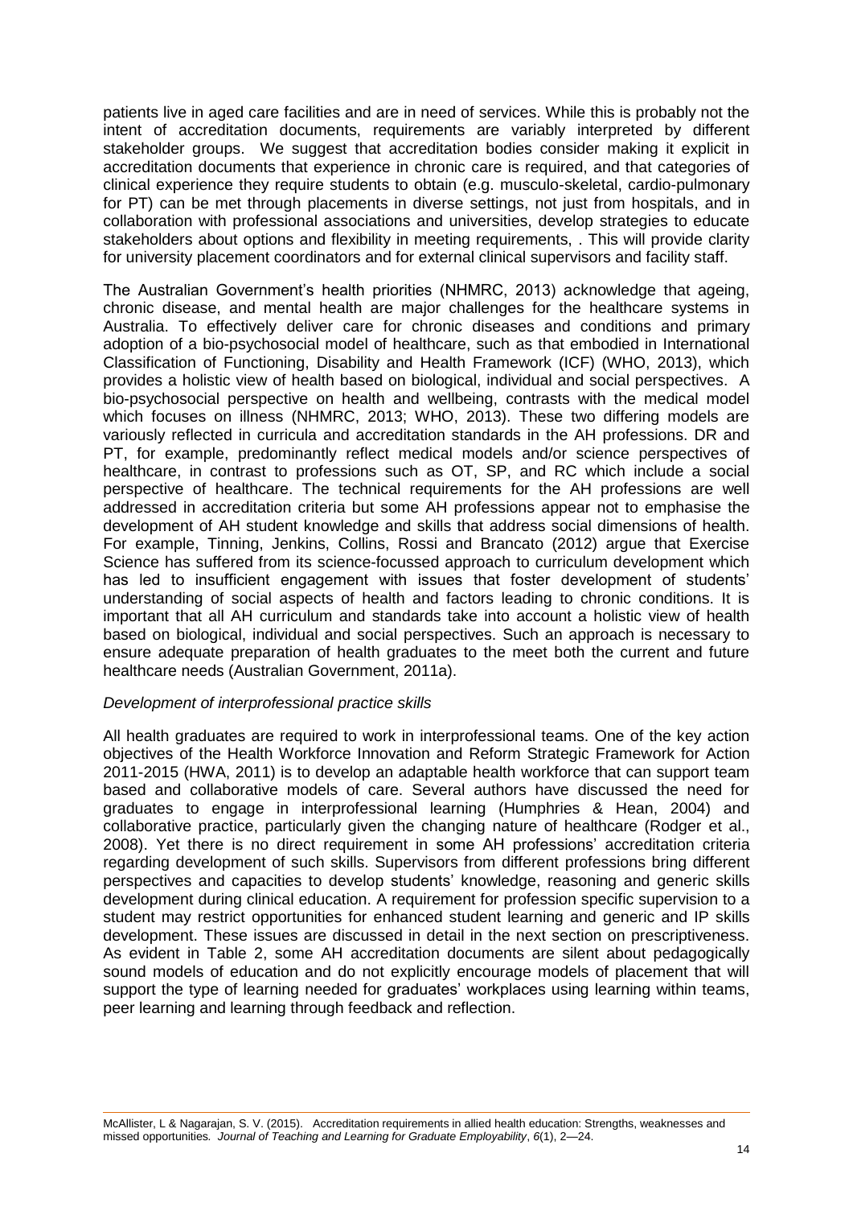patients live in aged care facilities and are in need of services. While this is probably not the intent of accreditation documents, requirements are variably interpreted by different stakeholder groups. We suggest that accreditation bodies consider making it explicit in accreditation documents that experience in chronic care is required, and that categories of clinical experience they require students to obtain (e.g. musculo-skeletal, cardio-pulmonary for PT) can be met through placements in diverse settings, not just from hospitals, and in collaboration with professional associations and universities, develop strategies to educate stakeholders about options and flexibility in meeting requirements, . This will provide clarity for university placement coordinators and for external clinical supervisors and facility staff.

The Australian Government's health priorities (NHMRC, 2013) acknowledge that ageing, chronic disease, and mental health are major challenges for the healthcare systems in Australia. To effectively deliver care for chronic diseases and conditions and primary adoption of a bio-psychosocial model of healthcare, such as that embodied in International Classification of Functioning, Disability and Health Framework (ICF) (WHO, 2013), which provides a holistic view of health based on biological, individual and social perspectives. A bio-psychosocial perspective on health and wellbeing, contrasts with the medical model which focuses on illness (NHMRC, 2013; WHO, 2013). These two differing models are variously reflected in curricula and accreditation standards in the AH professions. DR and PT, for example, predominantly reflect medical models and/or science perspectives of healthcare, in contrast to professions such as OT, SP, and RC which include a social perspective of healthcare. The technical requirements for the AH professions are well addressed in accreditation criteria but some AH professions appear not to emphasise the development of AH student knowledge and skills that address social dimensions of health. For example, Tinning, Jenkins, Collins, Rossi and Brancato (2012) argue that Exercise Science has suffered from its science-focussed approach to curriculum development which has led to insufficient engagement with issues that foster development of students' understanding of social aspects of health and factors leading to chronic conditions. It is important that all AH curriculum and standards take into account a holistic view of health based on biological, individual and social perspectives. Such an approach is necessary to ensure adequate preparation of health graduates to the meet both the current and future healthcare needs (Australian Government, 2011a).

*Development of interprofessional practice skills*

All health graduates are required to work in interprofessional teams. One of the key action objectives of the Health Workforce Innovation and Reform Strategic Framework for Action 2011-2015 (HWA, 2011) is to develop an adaptable health workforce that can support team based and collaborative models of care. Several authors have discussed the need for graduates to engage in interprofessional learning (Humphries & Hean, 2004) and collaborative practice, particularly given the changing nature of healthcare (Rodger et al., 2008). Yet there is no direct requirement in some AH professions' accreditation criteria regarding development of such skills. Supervisors from different professions bring different perspectives and capacities to develop students' knowledge, reasoning and generic skills development during clinical education. A requirement for profession specific supervision to a student may restrict opportunities for enhanced student learning and generic and IP skills development. These issues are discussed in detail in the next section on prescriptiveness. As evident in Table 2, some AH accreditation documents are silent about pedagogically sound models of education and do not explicitly encourage models of placement that will support the type of learning needed for graduates' workplaces using learning within teams, peer learning and learning through feedback and reflection.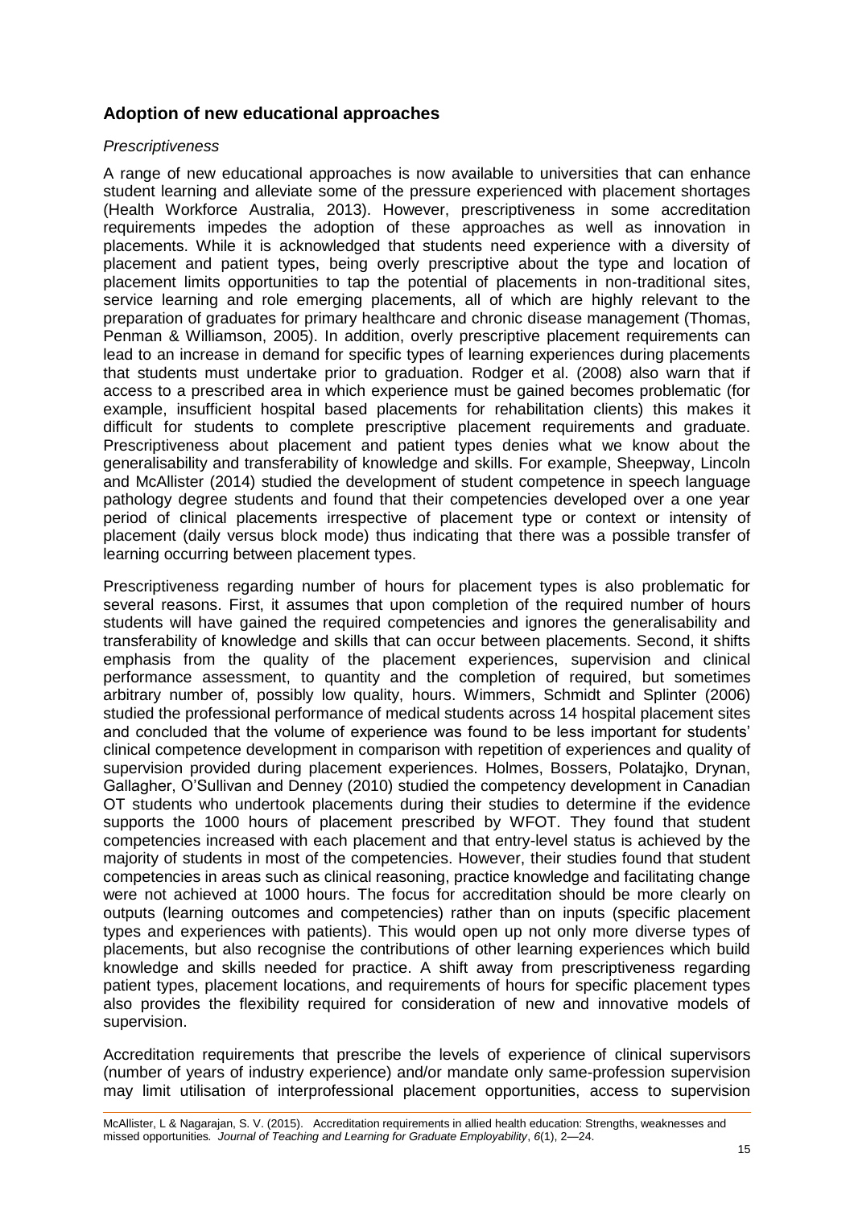## Adoption of new educational approaches

### *Prescriptiveness*

A range of new educational approaches is now available to universities that can enhance student learning and alleviate some of the pressure experienced with placement shortages (Health Workforce Australia, 2013). However, prescriptiveness in some accreditation requirements impedes the adoption of these approaches as well as innovation in placements. While it is acknowledged that students need experience with a diversity of placement and patient types, being overly prescriptive about the type and location of placement limits opportunities to tap the potential of placements in non-traditional sites, service learning and role emerging placements, all of which are highly relevant to the preparation of graduates for primary healthcare and chronic disease management (Thomas, Penman & Williamson, 2005). In addition, overly prescriptive placement requirements can lead to an increase in demand for specific types of learning experiences during placements that students must undertake prior to graduation. Rodger et al. (2008) also warn that if access to a prescribed area in which experience must be gained becomes problematic (for example, insufficient hospital based placements for rehabilitation clients) this makes it difficult for students to complete prescriptive placement requirements and graduate. Prescriptiveness about placement and patient types denies what we know about the generalisability and transferability of knowledge and skills. For example, Sheepway, Lincoln and McAllister (2014) studied the development of student competence in speech language pathology degree students and found that their competencies developed over a one year period of clinical placements irrespective of placement type or context or intensity of placement (daily versus block mode) thus indicating that there was a possible transfer of learning occurring between placement types.

Prescriptiveness regarding number of hours for placement types is also problematic for several reasons. First, it assumes that upon completion of the required number of hours students will have gained the required competencies and ignores the generalisability and transferability of knowledge and skills that can occur between placements. Second, it shifts emphasis from the quality of the placement experiences, supervision and clinical performance assessment, to quantity and the completion of required, but sometimes arbitrary number of, possibly low quality, hours. Wimmers, Schmidt and Splinter (2006) studied the professional performance of medical students across 14 hospital placement sites and concluded that the volume of experience was found to be less important for students' clinical competence development in comparison with repetition of experiences and quality of supervision provided during placement experiences. Holmes, Bossers, Polatajko, Drynan, Gallagher, O'Sullivan and Denney (2010) studied the competency development in Canadian OT students who undertook placements during their studies to determine if the evidence supports the 1000 hours of placement prescribed by WFOT. They found that student competencies increased with each placement and that entry-level status is achieved by the majority of students in most of the competencies. However, their studies found that student competencies in areas such as clinical reasoning, practice knowledge and facilitating change were not achieved at 1000 hours. The focus for accreditation should be more clearly on outputs (learning outcomes and competencies) rather than on inputs (specific placement types and experiences with patients). This would open up not only more diverse types of placements, but also recognise the contributions of other learning experiences which build knowledge and skills needed for practice. A shift away from prescriptiveness regarding patient types, placement locations, and requirements of hours for specific placement types also provides the flexibility required for consideration of new and innovative models of supervision.

Accreditation requirements that prescribe the levels of experience of clinical supervisors (number of years of industry experience) and/or mandate only same-profession supervision may limit utilisation of interprofessional placement opportunities, access to supervision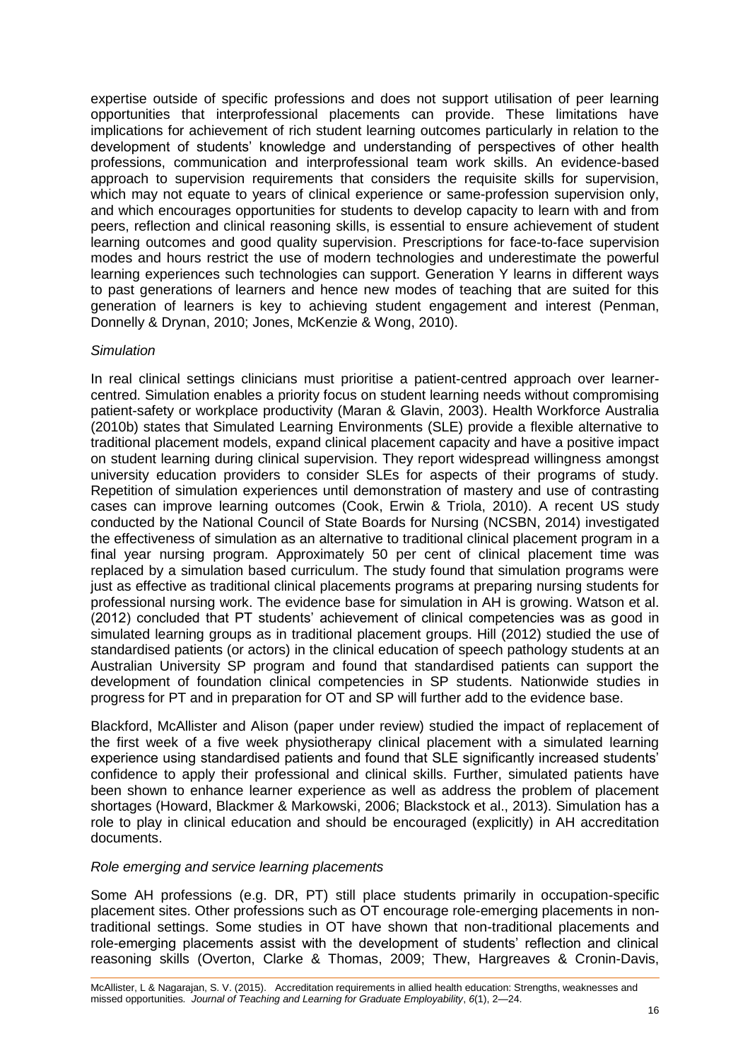expertise outside of specific professions and does not support utilisation of peer learning opportunities that interprofessional placements can provide. These limitations have implications for achievement of rich student learning outcomes particularly in relation to the development of students' knowledge and understanding of perspectives of other health professions, communication and interprofessional team work skills. An evidence-based approach to supervision requirements that considers the requisite skills for supervision, which may not equate to years of clinical experience or same-profession supervision only, and which encourages opportunities for students to develop capacity to learn with and from peers, reflection and clinical reasoning skills, is essential to ensure achievement of student learning outcomes and good quality supervision. Prescriptions for face-to-face supervision modes and hours restrict the use of modern technologies and underestimate the powerful learning experiences such technologies can support. Generation Y learns in different ways to past generations of learners and hence new modes of teaching that are suited for this generation of learners is key to achieving student engagement and interest (Penman, Donnelly & Drynan, 2010; Jones, McKenzie & Wong, 2010).

*Simulation*

In real clinical settings clinicians must prioritise a patient-centred approach over learner-centred. Simulation enables a priority focus on student learning needs without compromising patient-safety or workplace productivity (Maran & Glavin, 2003). Health Workforce Australia (2010b) states that Simulated Learning Environments (SLE) provide a flexible alternative to traditional placement models, expand clinical placement capacity and have a positive impact on student learning during clinical supervision. They report widespread willingness amongst university education providers to consider SLEs for aspects of their programs of study. Repetition of simulation experiences until demonstration of mastery and use of contrasting cases can improve learning outcomes (Cook, Erwin & Triola, 2010). A recent US study conducted by the National Council of State Boards for Nursing (NCSBN, 2014) investigated the effectiveness of simulation as an alternative to traditional clinical placement program in a final year nursing program. Approximately 50 per cent of clinical placement time was replaced by a simulation based curriculum. The study found that simulation programs were just as effective as traditional clinical placements programs at preparing nursing students for professional nursing work. The evidence base for simulation in AH is growing. Watson et al. (2012) concluded that PT students' achievement of clinical competencies was as good in simulated learning groups as in traditional placement groups. Hill (2012) studied the use of standardised patients (or actors) in the clinical education of speech pathology students at an Australian University SP program and found that standardised patients can support the development of foundation clinical competencies in SP students. Nationwide studies in progress for PT and in preparation for OT and SP will further add to the evidence base.

Blackford, McAllister and Alison (paper under review) studied the impact of replacement of the first week of a five week physiotherapy clinical placement with a simulated learning experience using standardised patients and found that SLE significantly increased students' confidence to apply their professional and clinical skills. Further, simulated patients have been shown to enhance learner experience as well as address the problem of placement shortages (Howard, Blackmer & Markowski, 2006; Blackstock et al., 2013). Simulation has a role to play in clinical education and should be encouraged (explicitly) in AH accreditation documents.

*Role emerging and service learning placements*

Some AH professions (e.g. DR, PT) still place students primarily in occupation-specific placement sites. Other professions such as OT encourage role-emerging placements in non-traditional settings. Some studies in OT have shown that non-traditional placements and role-emerging placements assist with the development of students' reflection and clinical reasoning skills (Overton, Clarke & Thomas, 2009; Thew, Hargreaves & Cronin-Davis,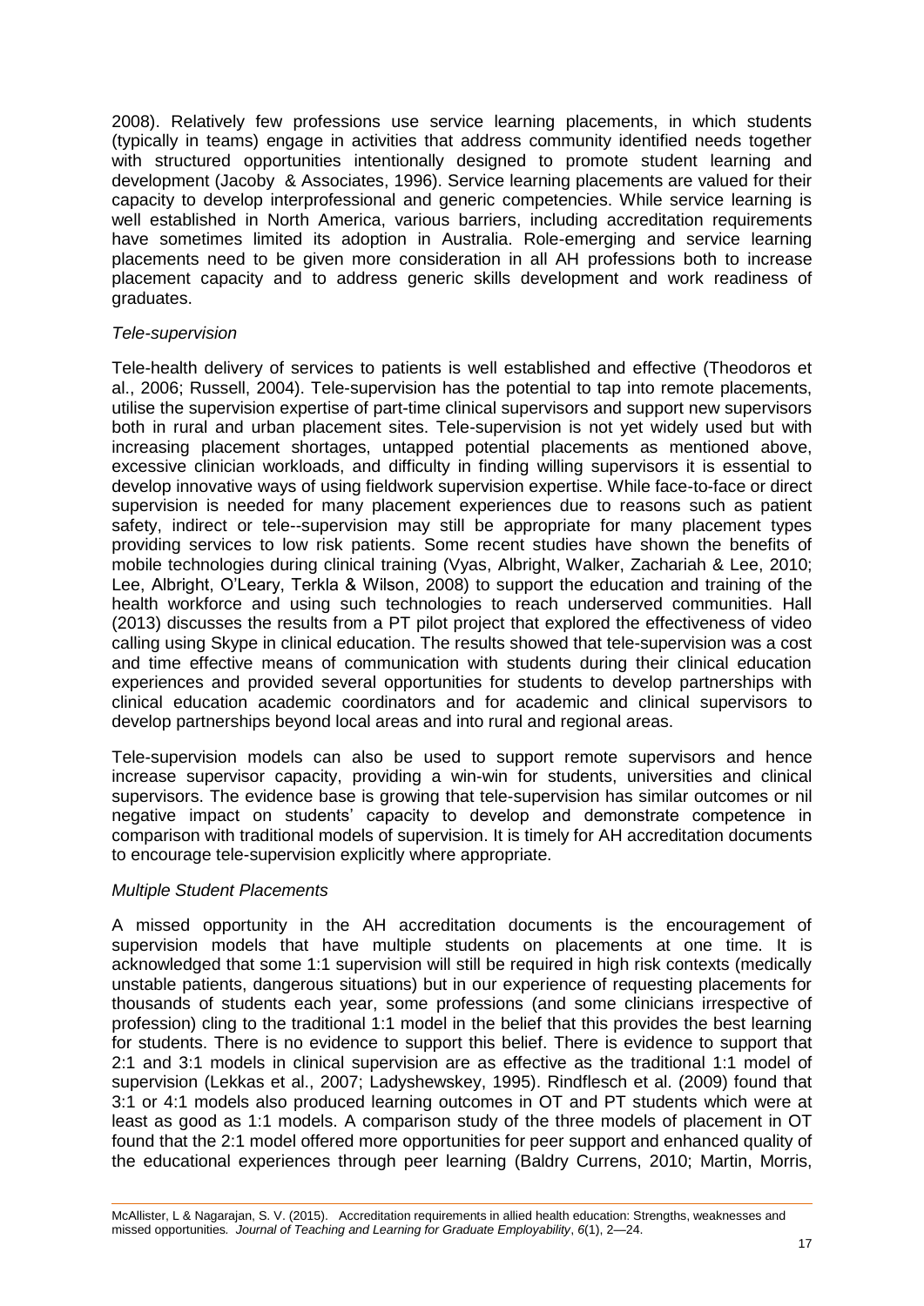2008). Relatively few professions use service learning placements, in which students (typically in teams) engage in activities that address community identified needs together with structured opportunities intentionally designed to promote student learning and development (Jacoby & Associates, 1996). Service learning placements are valued for their capacity to develop interprofessional and generic competencies. While service learning is well established in North America, various barriers, including accreditation requirements have sometimes limited its adoption in Australia. Role-emerging and service learning placements need to be given more consideration in all AH professions both to increase placement capacity and to address generic skills development and work readiness of graduates.

*Tele-supervision*

Tele-health delivery of services to patients is well established and effective (Theodoros et al., 2006; Russell, 2004). Tele-supervision has the potential to tap into remote placements, utilise the supervision expertise of part-time clinical supervisors and support new supervisors both in rural and urban placement sites. Tele-supervision is not yet widely used but with increasing placement shortages, untapped potential placements as mentioned above, excessive clinician workloads, and difficulty in finding willing supervisors it is essential to develop innovative ways of using fieldwork supervision expertise. While face-to-face or direct supervision is needed for many placement experiences due to reasons such as patient safety, indirect or tele--supervision may still be appropriate for many placement types providing services to low risk patients. Some recent studies have shown the benefits of mobile technologies during clinical training (Vyas, Albright, Walker, Zachariah & Lee, 2010; Lee, Albright, O'Leary, Terkla & Wilson, 2008) to support the education and training of the health workforce and using such technologies to reach underserved communities. Hall (2013) discusses the results from a PT pilot project that explored the effectiveness of video calling using Skype in clinical education. The results showed that tele-supervision was a cost and time effective means of communication with students during their clinical education experiences and provided several opportunities for students to develop partnerships with clinical education academic coordinators and for academic and clinical supervisors to develop partnerships beyond local areas and into rural and regional areas.

Tele-supervision models can also be used to support remote supervisors and hence increase supervisor capacity, providing a win-win for students, universities and clinical supervisors. The evidence base is growing that tele-supervision has similar outcomes or nil negative impact on students' capacity to develop and demonstrate competence in comparison with traditional models of supervision. It is timely for AH accreditation documents to encourage tele-supervision explicitly where appropriate.

*Multiple Student Placements*

A missed opportunity in the AH accreditation documents is the encouragement of supervision models that have multiple students on placements at one time. It is acknowledged that some 1:1 supervision will still be required in high risk contexts (medically unstable patients, dangerous situations) but in our experience of requesting placements for thousands of students each year, some professions (and some clinicians irrespective of profession) cling to the traditional 1:1 model in the belief that this provides the best learning for students. There is no evidence to support this belief. There is evidence to support that 2:1 and 3:1 models in clinical supervision are as effective as the traditional 1:1 model of supervision (Lekkas et al., 2007; Ladyshewsky, 1995). Rindflesch et al. (2009) found that 3:1 or 4:1 models also produced learning outcomes in OT and PT students which were at least as good as 1:1 models. A comparison study of the three models of placement in OT found that the 2:1 model offered more opportunities for peer support and enhanced quality of the educational experiences through peer learning (Baldry Currens, 2010; Martin, Morris,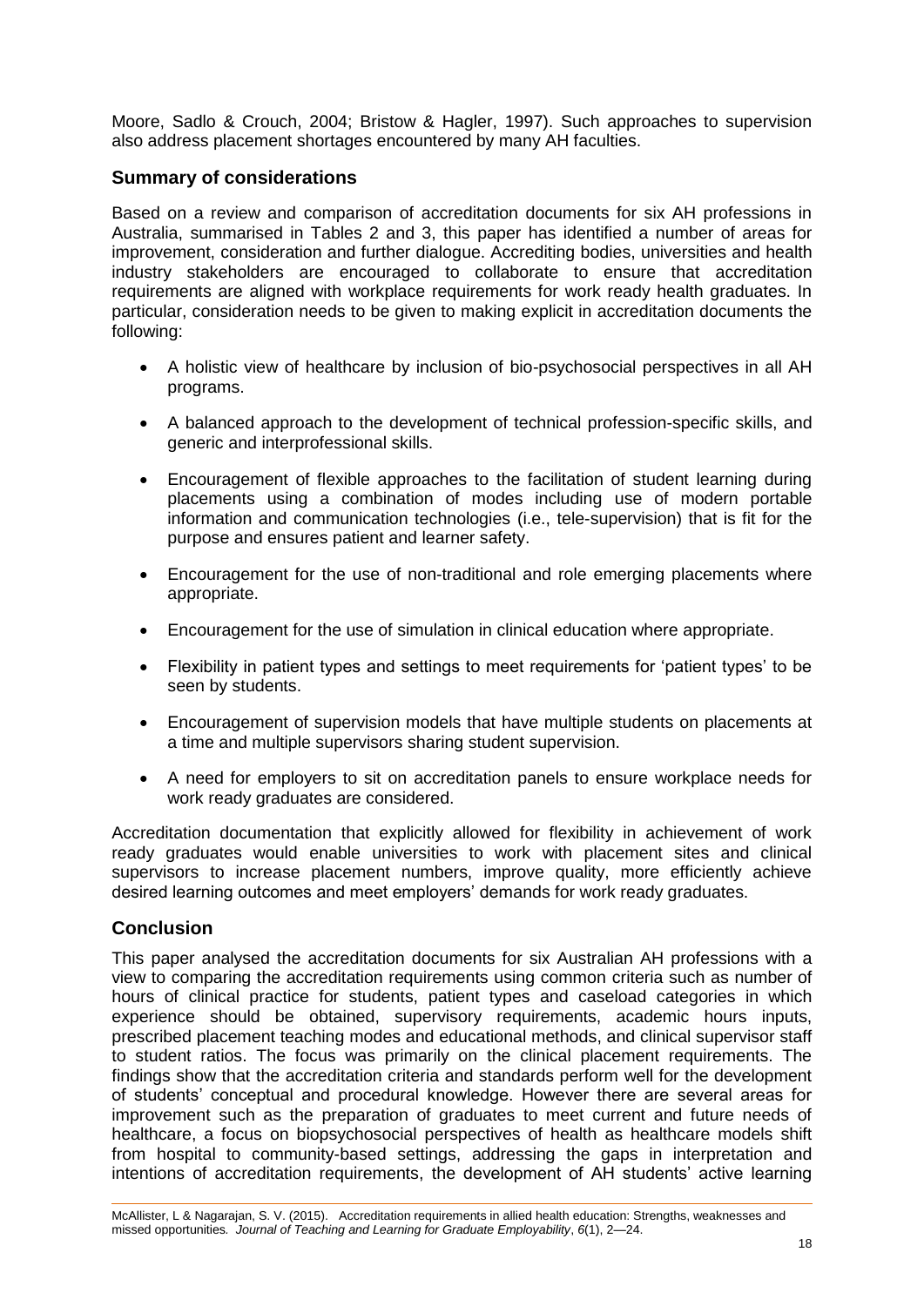Moore, Sadlo & Crouch, 2004; Bristow & Hagler, 1997). Such approaches to supervision also address placement shortages encountered by many AH faculties.

## Summary of considerations

Based on a review and comparison of accreditation documents for six AH professions in Australia, summarised in Tables 2 and 3, this paper has identified a number of areas for improvement, consideration and further dialogue. Accrediting bodies, universities and health industry stakeholders are encouraged to collaborate to ensure that accreditation requirements are aligned with workplace requirements for work ready health graduates. In particular, consideration needs to be given to making explicit in accreditation documents the following:

- A holistic view of healthcare by inclusion of bio-psychosocial perspectives in all AH programs.
- A balanced approach to the development of technical profession-specific skills, and generic and interprofessional skills.
- Encouragement of flexible approaches to the facilitation of student learning during placements using a combination of modes including use of modern portable information and communication technologies (i.e., tele-supervision) that is fit for the purpose and ensures patient and learner safety.
- Encouragement for the use of non-traditional and role emerging placements where appropriate.
- Encouragement for the use of simulation in clinical education where appropriate.
- Flexibility in patient types and settings to meet requirements for 'patient types' to be seen by students.
- Encouragement of supervision models that have multiple students on placements at a time and multiple supervisors sharing student supervision.
- A need for employers to sit on accreditation panels to ensure workplace needs for work ready graduates are considered.

Accreditation documentation that explicitly allowed for flexibility in achievement of work ready graduates would enable universities to work with placement sites and clinical supervisors to increase placement numbers, improve quality, more efficiently achieve desired learning outcomes and meet employers' demands for work ready graduates.

## Conclusion

This paper analysed the accreditation documents for six Australian AH professions with a view to comparing the accreditation requirements using common criteria such as number of hours of clinical practice for students, patient types and caseload categories in which experience should be obtained, supervisory requirements, academic hours inputs, prescribed placement teaching modes and educational methods, and clinical supervisor staff to student ratios. The focus was primarily on the clinical placement requirements. The findings show that the accreditation criteria and standards perform well for the development of students' conceptual and procedural knowledge. However there are several areas for improvement such as the preparation of graduates to meet current and future needs of healthcare, a focus on biopsychosocial perspectives of health as healthcare models shift from hospital to community-based settings, addressing the gaps in interpretation and intentions of accreditation requirements, the development of AH students' active learning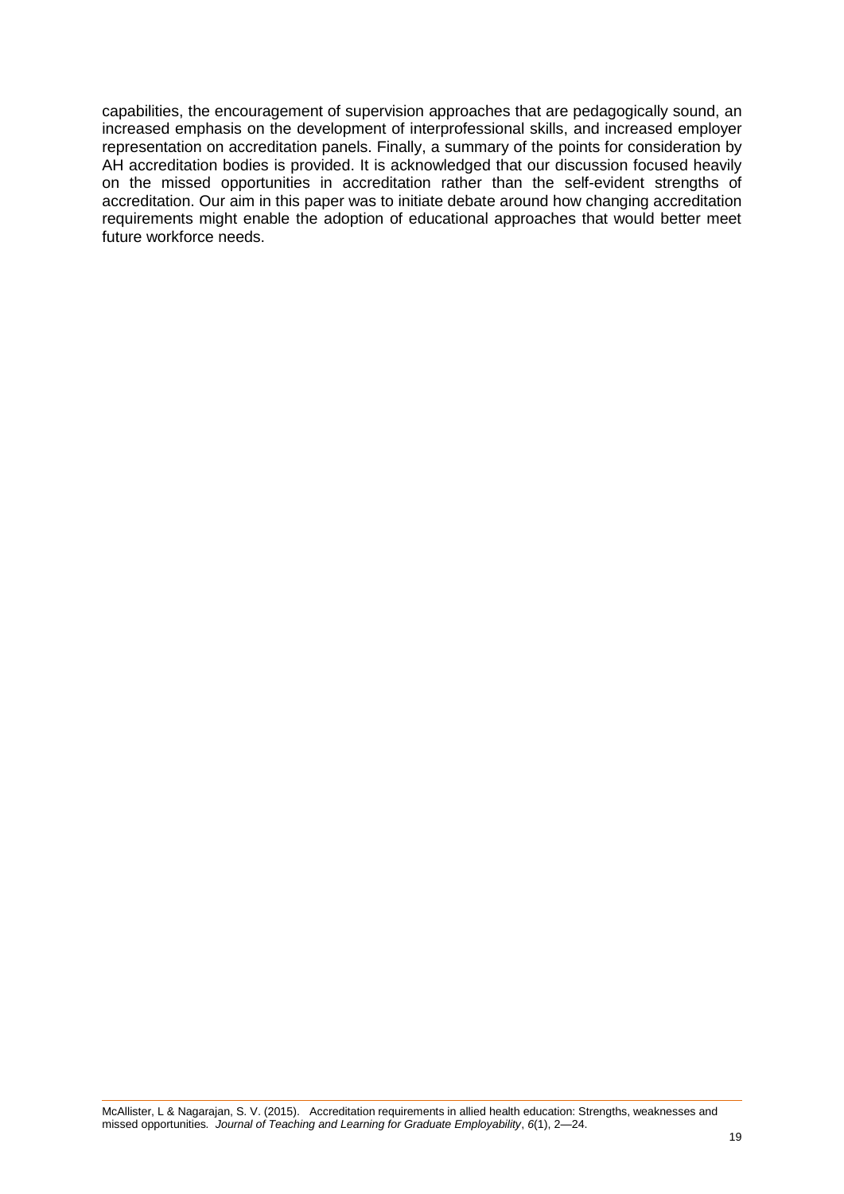capabilities, the encouragement of supervision approaches that are pedagogically sound, an increased emphasis on the development of interprofessional skills, and increased employer representation on accreditation panels. Finally, a summary of the points for consideration by AH accreditation bodies is provided. It is acknowledged that our discussion focused heavily on the missed opportunities in accreditation rather than the self-evident strengths of accreditation. Our aim in this paper was to initiate debate around how changing accreditation requirements might enable the adoption of educational approaches that would better meet future workforce needs.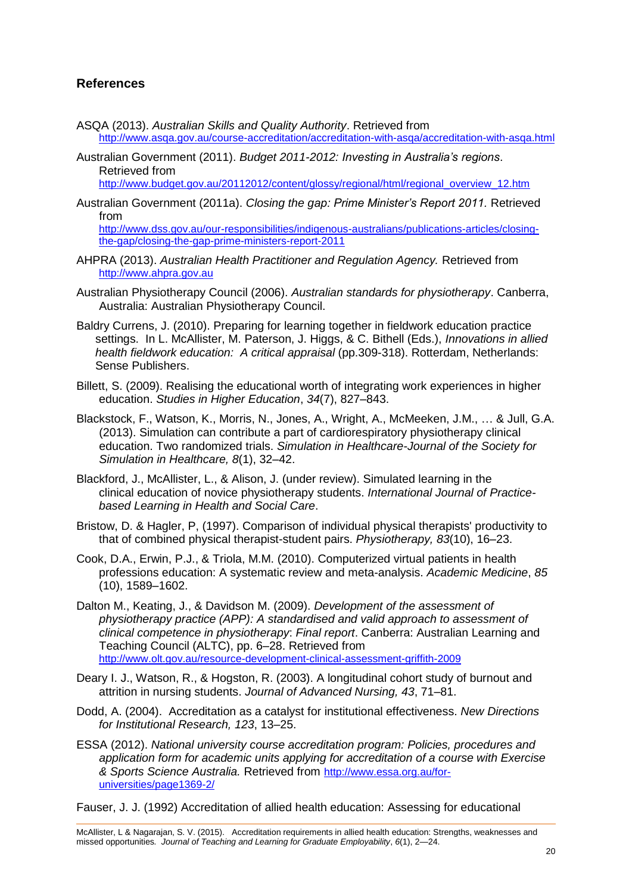## References

ASQA (2013). *Australian Skills and Quality Authority*. Retrieved from http://www.asqa.gov.au/course-accreditation/accreditation-with-asqa/accreditation-with-asqa.html

Australian Government (2011). *Budget 2011-2012: Investing in Australia's regions*. Retrieved from http://www.budget.gov.au/20112012/content/glossy/regional/html/regional_overview_12.htm

Australian Government (2011a). *Closing the gap: Prime Minister's Report 2011.* Retrieved from http://www.dss.gov.au/our-responsibilities/indigenous-australians/publications-articles/closing-the-gap/closing-the-gap-prime-ministers-report-2011

AHPRA (2013). *Australian Health Practitioner and Regulation Agency.* Retrieved from http://www.ahpra.gov.au

Australian Physiotherapy Council (2006). *Australian standards for physiotherapy*. Canberra, Australia: Australian Physiotherapy Council.

Baldry Currens, J. (2010). Preparing for learning together in fieldwork education practice settings. In L. McAllister, M. Paterson, J. Higgs, & C. Bithell (Eds.), *Innovations in allied health fieldwork education: A critical appraisal* (pp.309-318). Rotterdam, Netherlands: Sense Publishers.

Billett, S. (2009). Realising the educational worth of integrating work experiences in higher education. *Studies in Higher Education*, *34*(7), 827–843.

Blackstock, F., Watson, K., Morris, N., Jones, A., Wright, A., McMeeken, J.M., … & Jull, G.A. (2013). Simulation can contribute a part of cardiorespiratory physiotherapy clinical education. Two randomized trials. *Simulation in Healthcare-Journal of the Society for Simulation in Healthcare, 8*(1), 32–42.

Blackford, J., McAllister, L., & Alison, J. (under review). Simulated learning in the clinical education of novice physiotherapy students. *International Journal of Practice-based Learning in Health and Social Care*.

Bristow, D. & Hagler, P, (1997). Comparison of individual physical therapists' productivity to that of combined physical therapist-student pairs. *Physiotherapy, 83*(10), 16–23.

Cook, D.A., Erwin, P.J., & Triola, M.M. (2010). Computerized virtual patients in health professions education: A systematic review and meta-analysis. *Academic Medicine*, *85* (10), 1589–1602.

Dalton M., Keating, J., & Davidson M. (2009). *Development of the assessment of physiotherapy practice (APP): A standardised and valid approach to assessment of clinical competence in physiotherapy*: *Final report*. Canberra: Australian Learning and Teaching Council (ALTC), pp. 6–28. Retrieved from http://www.olt.gov.au/resource-development-clinical-assessment-griffith-2009

Deary I. J., Watson, R., & Hogston, R. (2003). A longitudinal cohort study of burnout and attrition in nursing students. *Journal of Advanced Nursing, 43*, 71–81.

Dodd, A. (2004). Accreditation as a catalyst for institutional effectiveness. *New Directions for Institutional Research, 123*, 13–25.

ESSA (2012). *National university course accreditation program: Policies, procedures and application form for academic units applying for accreditation of a course with Exercise & Sports Science Australia.* Retrieved from http://www.essa.org.au/for-universities/page1369-2/

Fauser, J. J. (1992) Accreditation of allied health education: Assessing for educational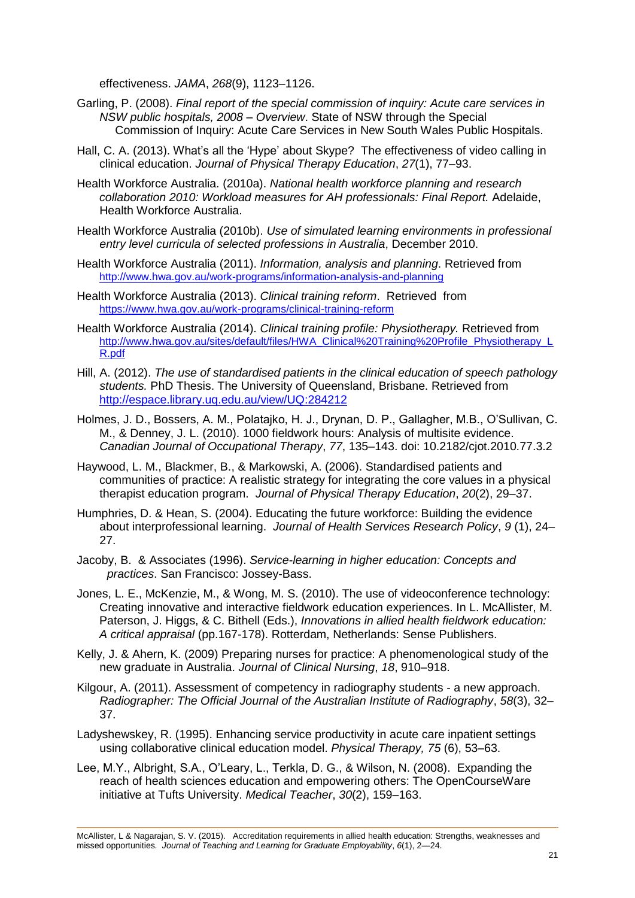effectiveness. *JAMA*, *268*(9), 1123–1126.

Garling, P. (2008). *Final report of the special commission of inquiry: Acute care services in NSW public hospitals, 2008 – Overview*. State of NSW through the Special Commission of Inquiry: Acute Care Services in New South Wales Public Hospitals.

Hall, C. A. (2013). What's all the 'Hype' about Skype? The effectiveness of video calling in clinical education. *Journal of Physical Therapy Education*, *27*(1), 77–93.

Health Workforce Australia. (2010a). *National health workforce planning and research collaboration 2010: Workload measures for AH professionals: Final Report.* Adelaide, Health Workforce Australia.

Health Workforce Australia (2010b). *Use of simulated learning environments in professional entry level curricula of selected professions in Australia*, December 2010.

Health Workforce Australia (2011). *Information, analysis and planning*. Retrieved from http://www.hwa.gov.au/work-programs/information-analysis-and-planning

Health Workforce Australia (2013). *Clinical training reform*. Retrieved from https://www.hwa.gov.au/work-programs/clinical-training-reform

Health Workforce Australia (2014). *Clinical training profile: Physiotherapy.* Retrieved from http://www.hwa.gov.au/sites/default/files/HWA_Clinical%20Training%20Profile_Physiotherapy_LR.pdf

Hill, A. (2012). *The use of standardised patients in the clinical education of speech pathology students.* PhD Thesis. The University of Queensland, Brisbane. Retrieved from http://espace.library.uq.edu.au/view/UQ:284212

Holmes, J. D., Bossers, A. M., Polatajko, H. J., Drynan, D. P., Gallagher, M.B., O'Sullivan, C. M., & Denney, J. L. (2010). 1000 fieldwork hours: Analysis of multisite evidence. *Canadian Journal of Occupational Therapy*, *77*, 135–143. doi: 10.2182/cjot.2010.77.3.2

Haywood, L. M., Blackmer, B., & Markowski, A. (2006). Standardised patients and communities of practice: A realistic strategy for integrating the core values in a physical therapist education program. *Journal of Physical Therapy Education*, *20*(2), 29–37.

Humphries, D. & Hean, S. (2004). Educating the future workforce: Building the evidence about interprofessional learning. *Journal of Health Services Research Policy*, *9* (1), 24–27.

Jacoby, B. & Associates (1996). *Service-learning in higher education: Concepts and practices*. San Francisco: Jossey-Bass.

Jones, L. E., McKenzie, M., & Wong, M. S. (2010). The use of videoconference technology: Creating innovative and interactive fieldwork education experiences. In L. McAllister, M. Paterson, J. Higgs, & C. Bithell (Eds.), *Innovations in allied health fieldwork education: A critical appraisal* (pp.167-178). Rotterdam, Netherlands: Sense Publishers.

Kelly, J. & Ahern, K. (2009) Preparing nurses for practice: A phenomenological study of the new graduate in Australia. *Journal of Clinical Nursing*, *18*, 910–918.

Kilgour, A. (2011). Assessment of competency in radiography students - a new approach. *Radiographer: The Official Journal of the Australian Institute of Radiography*, *58*(3), 32–37.

Ladyshewskey, R. (1995). Enhancing service productivity in acute care inpatient settings using collaborative clinical education model. *Physical Therapy, 75* (6), 53–63.

Lee, M.Y., Albright, S.A., O'Leary, L., Terkla, D. G., & Wilson, N. (2008). Expanding the reach of health sciences education and empowering others: The OpenCourseWare initiative at Tufts University. *Medical Teacher*, *30*(2), 159–163.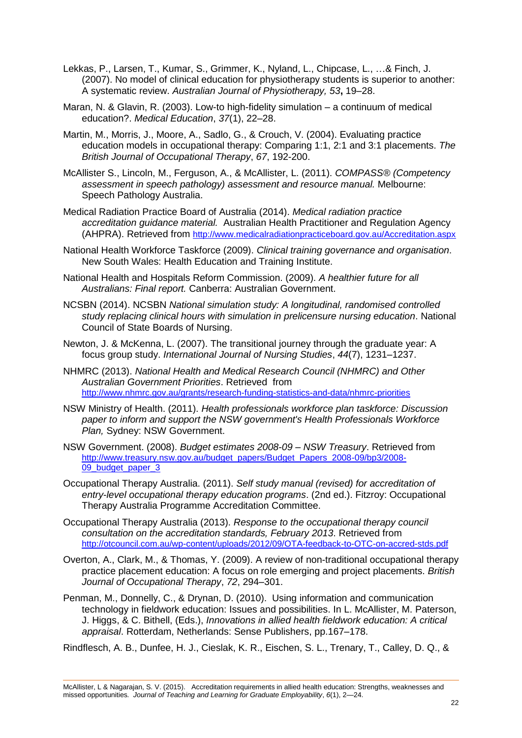Lekkas, P., Larsen, T., Kumar, S., Grimmer, K., Nyland, L., Chipcase, L., …& Finch, J. (2007). No model of clinical education for physiotherapy students is superior to another: A systematic review. *Australian Journal of Physiotherapy, 53***,** 19–28.

Maran, N. & Glavin, R. (2003). Low-to high-fidelity simulation – a continuum of medical education?. *Medical Education*, *37*(1), 22–28.

Martin, M., Morris, J., Moore, A., Sadlo, G., & Crouch, V. (2004). Evaluating practice education models in occupational therapy: Comparing 1:1, 2:1 and 3:1 placements. *The British Journal of Occupational Therapy*, *67*, 192-200.

McAllister S., Lincoln, M., Ferguson, A., & McAllister, L. (2011). *COMPASS® (Competency assessment in speech pathology) assessment and resource manual.* Melbourne: Speech Pathology Australia.

Medical Radiation Practice Board of Australia (2014). *Medical radiation practice accreditation guidance material.* Australian Health Practitioner and Regulation Agency (AHPRA). Retrieved from http://www.medicalradiationpracticeboard.gov.au/Accreditation.aspx

National Health Workforce Taskforce (2009). *Clinical training governance and organisation*. New South Wales: Health Education and Training Institute.

National Health and Hospitals Reform Commission. (2009). *A healthier future for all Australians: Final report.* Canberra: Australian Government.

NCSBN (2014). NCSBN *National simulation study: A longitudinal, randomised controlled study replacing clinical hours with simulation in prelicensure nursing education*. National Council of State Boards of Nursing.

Newton, J. & McKenna, L. (2007). The transitional journey through the graduate year: A focus group study. *International Journal of Nursing Studies*, *44*(7), 1231–1237.

NHMRC (2013). *National Health and Medical Research Council (NHMRC) and Other Australian Government Priorities*. Retrieved from http://www.nhmrc.gov.au/grants/research-funding-statistics-and-data/nhmrc-priorities

NSW Ministry of Health. (2011). *Health professionals workforce plan taskforce: Discussion paper to inform and support the NSW government's Health Professionals Workforce Plan,* Sydney: NSW Government.

NSW Government. (2008). *Budget estimates 2008-09 – NSW Treasury*. Retrieved from http://www.treasury.nsw.gov.au/budget_papers/Budget_Papers_2008-09/bp3/2008-09_budget_paper_3

Occupational Therapy Australia. (2011). *Self study manual (revised) for accreditation of entry-level occupational therapy education programs*. (2nd ed.). Fitzroy: Occupational Therapy Australia Programme Accreditation Committee.

Occupational Therapy Australia (2013). *Response to the occupational therapy council consultation on the accreditation standards, February 2013*. Retrieved from http://otcouncil.com.au/wp-content/uploads/2012/09/OTA-feedback-to-OTC-on-accred-stds.pdf

Overton, A., Clark, M., & Thomas, Y. (2009). A review of non-traditional occupational therapy practice placement education: A focus on role emerging and project placements. *British Journal of Occupational Therapy*, *72*, 294–301.

Penman, M., Donnelly, C., & Drynan, D. (2010). Using information and communication technology in fieldwork education: Issues and possibilities. In L. McAllister, M. Paterson, J. Higgs, & C. Bithell, (Eds.), *Innovations in allied health fieldwork education: A critical appraisal*. Rotterdam, Netherlands: Sense Publishers, pp.167–178.

Rindflesch, A. B., Dunfee, H. J., Cieslak, K. R., Eischen, S. L., Trenary, T., Calley, D. Q., &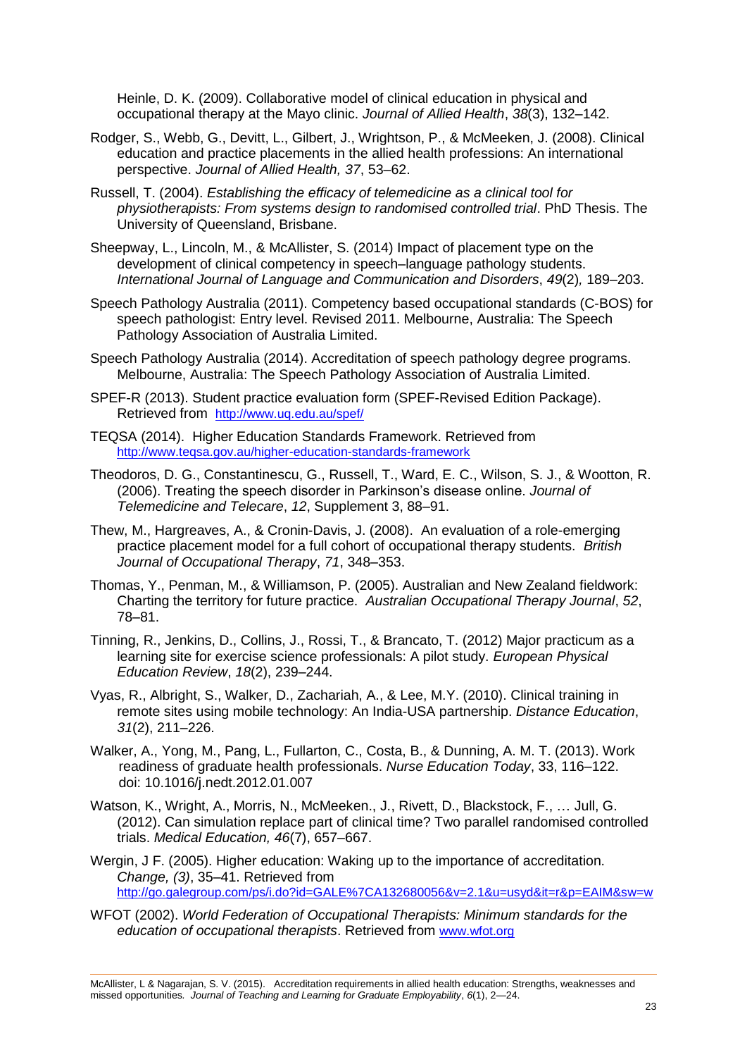Heinle, D. K. (2009). Collaborative model of clinical education in physical and occupational therapy at the Mayo clinic. *Journal of Allied Health*, *38*(3), 132–142.

Rodger, S., Webb, G., Devitt, L., Gilbert, J., Wrightson, P., & McMeeken, J. (2008). Clinical education and practice placements in the allied health professions: An international perspective. *Journal of Allied Health, 37*, 53–62.

Russell, T. (2004). *Establishing the efficacy of telemedicine as a clinical tool for physiotherapists: From systems design to randomised controlled trial*. PhD Thesis. The University of Queensland, Brisbane.

Sheepway, L., Lincoln, M., & McAllister, S. (2014) Impact of placement type on the development of clinical competency in speech–language pathology students. *International Journal of Language and Communication and Disorders*, *49*(2)*,* 189–203.

Speech Pathology Australia (2011). Competency based occupational standards (C-BOS) for speech pathologist: Entry level. Revised 2011. Melbourne, Australia: The Speech Pathology Association of Australia Limited.

Speech Pathology Australia (2014). Accreditation of speech pathology degree programs. Melbourne, Australia: The Speech Pathology Association of Australia Limited.

SPEF-R (2013). Student practice evaluation form (SPEF-Revised Edition Package). Retrieved from http://www.uq.edu.au/spef/

TEQSA (2014). Higher Education Standards Framework. Retrieved from http://www.teqsa.gov.au/higher-education-standards-framework

Theodoros, D. G., Constantinescu, G., Russell, T., Ward, E. C., Wilson, S. J., & Wootton, R. (2006). Treating the speech disorder in Parkinson's disease online. *Journal of Telemedicine and Telecare*, *12*, Supplement 3, 88–91.

Thew, M., Hargreaves, A., & Cronin-Davis, J. (2008). An evaluation of a role-emerging practice placement model for a full cohort of occupational therapy students. *British Journal of Occupational Therapy*, *71*, 348–353.

Thomas, Y., Penman, M., & Williamson, P. (2005). Australian and New Zealand fieldwork: Charting the territory for future practice. *Australian Occupational Therapy Journal*, *52*, 78–81.

Tinning, R., Jenkins, D., Collins, J., Rossi, T., & Brancato, T. (2012) Major practicum as a learning site for exercise science professionals: A pilot study. *European Physical Education Review*, *18*(2), 239–244.

Vyas, R., Albright, S., Walker, D., Zachariah, A., & Lee, M.Y. (2010). Clinical training in remote sites using mobile technology: An India-USA partnership. *Distance Education*, *31*(2), 211–226.

Walker, A., Yong, M., Pang, L., Fullarton, C., Costa, B., & Dunning, A. M. T. (2013). Work readiness of graduate health professionals. *Nurse Education Today*, 33, 116–122. doi: 10.1016/j.nedt.2012.01.007

Watson, K., Wright, A., Morris, N., McMeeken., J., Rivett, D., Blackstock, F., … Jull, G. (2012). Can simulation replace part of clinical time? Two parallel randomised controlled trials. *Medical Education, 46*(7), 657–667.

Wergin, J F. (2005). Higher education: Waking up to the importance of accreditation. *Change, (3)*, 35–41. Retrieved from http://go.galegroup.com/ps/i.do?id=GALE%7CA132680056&v=2.1&u=usyd&it=r&p=EAIM&sw=w

WFOT (2002). *World Federation of Occupational Therapists: Minimum standards for the education of occupational therapists*. Retrieved from www.wfot.org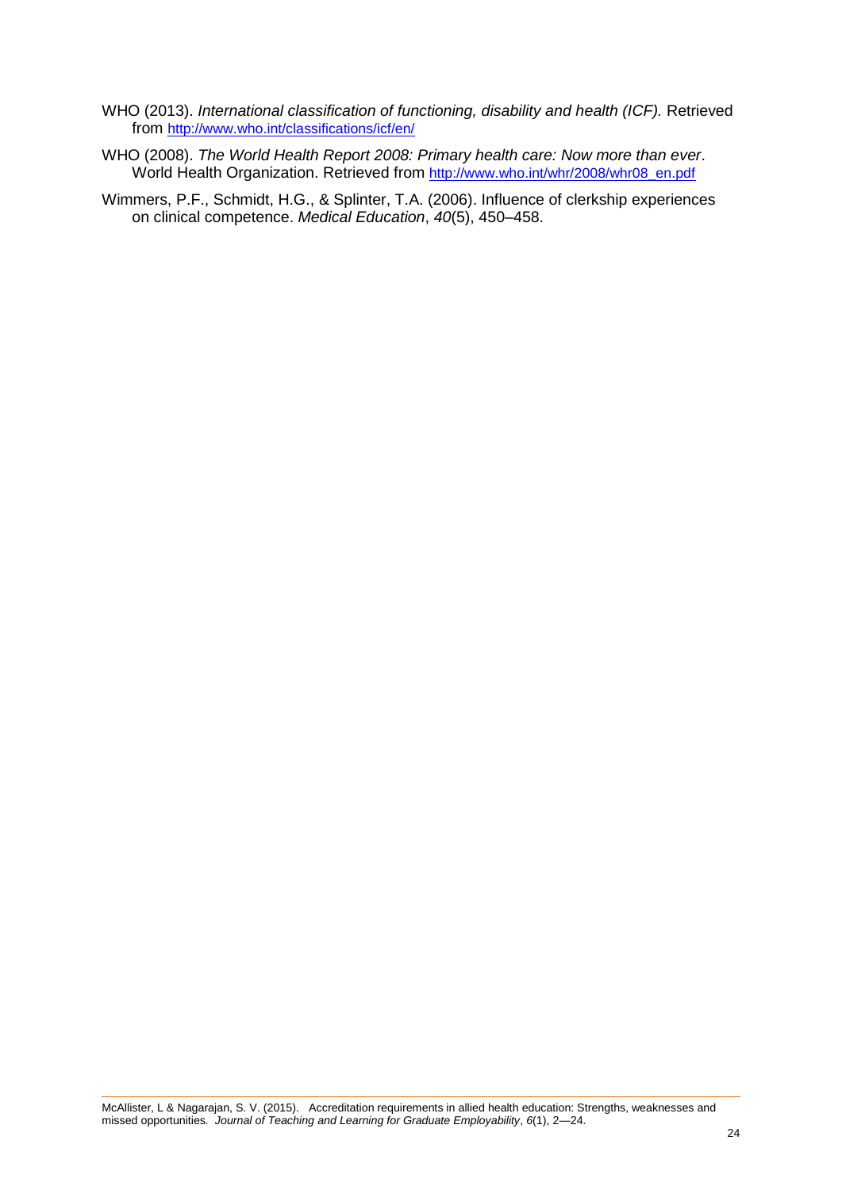WHO (2013). *International classification of functioning, disability and health (ICF).* Retrieved from http://www.who.int/classifications/icf/en/

WHO (2008). *The World Health Report 2008: Primary health care: Now more than ever*. World Health Organization. Retrieved from http://www.who.int/whr/2008/whr08_en.pdf

Wimmers, P.F., Schmidt, H.G., & Splinter, T.A. (2006). Influence of clerkship experiences on clinical competence. *Medical Education*, *40*(5), 450–458.